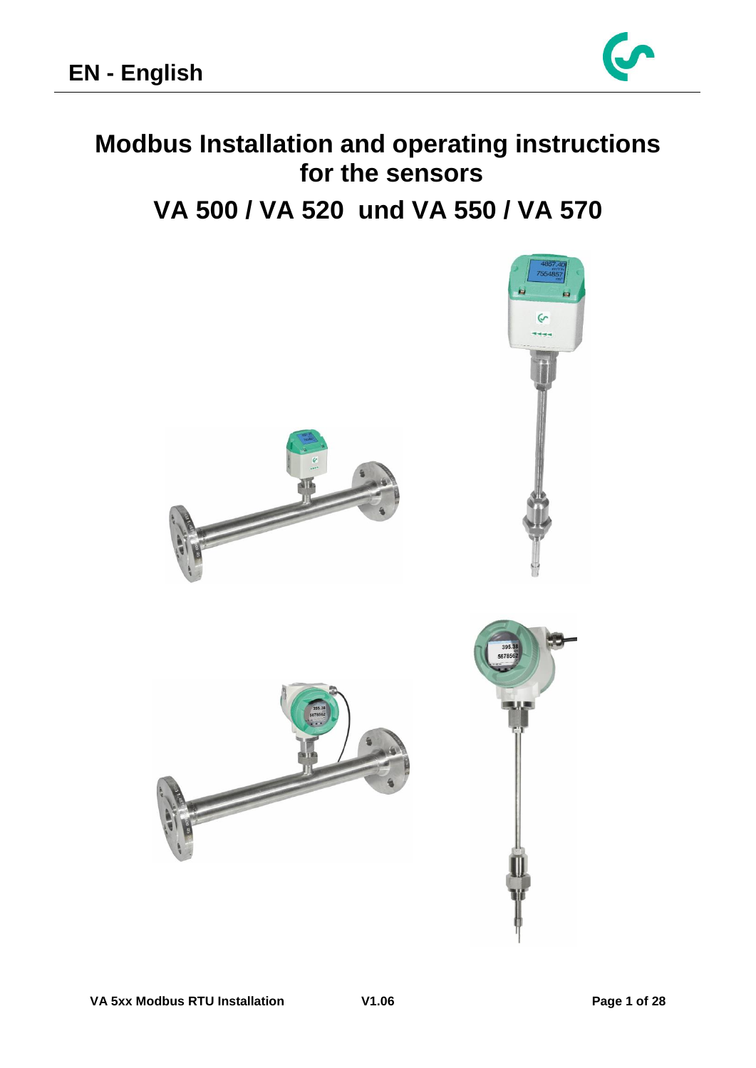EN - English

# Modbus Installation and operating instructions for the sensors

# VA 500 / VA 520 und VA 550 / VA 570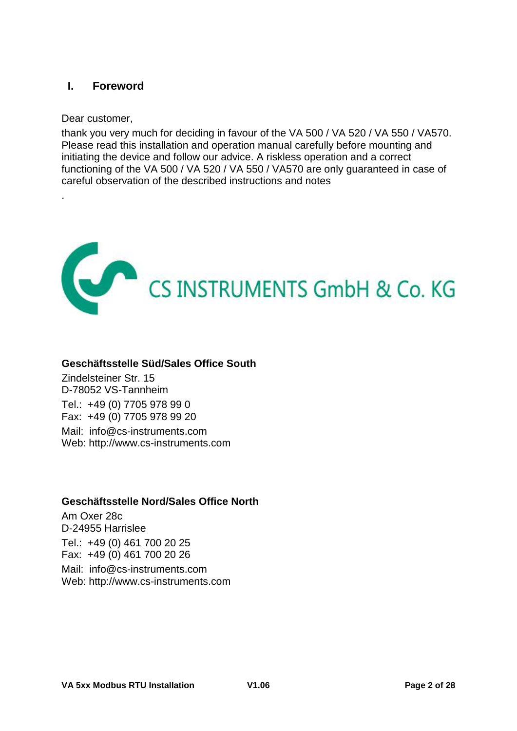# I. Foreword

Dear customer,

thank you very much for deciding in favour of the VA 500 / VA 520 / VA 550 / VA570. Please read this installation and operation manual carefully before mounting and initiating the device and follow our advice. A riskless operation and a correct functioning of the VA 500 / VA 520 / VA 550 / VA570 are only guaranteed in case of careful observation of the described instructions and notes

.

CS INSTRUMENTS GmbH & Co. KG

**Geschäftsstelle Süd/Sales Office South**

Zindelsteiner Str. 15
D-78052 VS-Tannheim

Tel.: +49 (0) 7705 978 99 0
Fax: +49 (0) 7705 978 99 20

Mail: info@cs-instruments.com
Web: http://www.cs-instruments.com

**Geschäftsstelle Nord/Sales Office North**

Am Oxer 28c
D-24955 Harrislee

Tel.: +49 (0) 461 700 20 25
Fax: +49 (0) 461 700 20 26

Mail: info@cs-instruments.com
Web: http://www.cs-instruments.com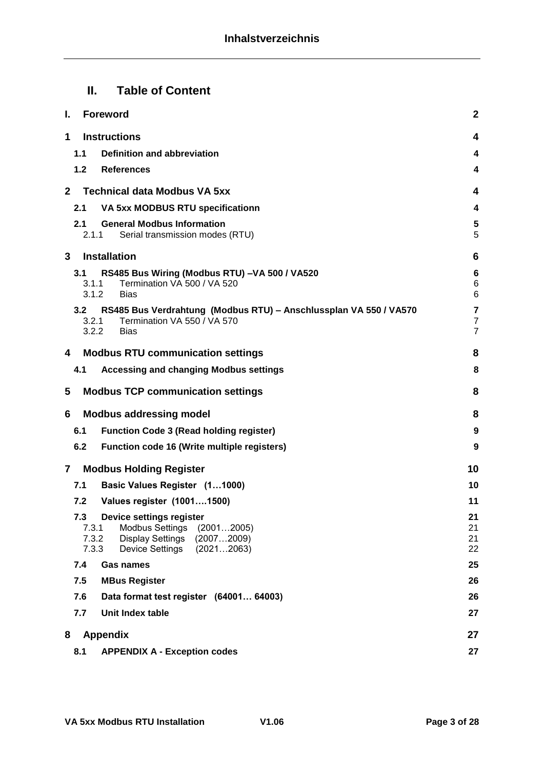## II. Table of Content

| | | |
|---|---|---|
| **I.** | **Foreword** | **2** |
| **1** | **Instructions** | **4** |
| **1.1** | **Definition and abbreviation** | **4** |
| **1.2** | **References** | **4** |
| **2** | **Technical data Modbus VA 5xx** | **4** |
| **2.1** | **VA 5xx MODBUS RTU specificationn** | **4** |
| **2.1** | **General Modbus Information** | **5** |
| 2.1.1 | Serial transmission modes (RTU) | 5 |
| **3** | **Installation** | **6** |
| **3.1** | **RS485 Bus Wiring (Modbus RTU) –VA 500 / VA520** | **6** |
| 3.1.1 | Termination VA 500 / VA 520 | 6 |
| 3.1.2 | Bias | 6 |
| **3.2** | **RS485 Bus Verdrahtung (Modbus RTU) – Anschlussplan VA 550 / VA570** | **7** |
| 3.2.1 | Termination VA 550 / VA 570 | 7 |
| 3.2.2 | Bias | 7 |
| **4** | **Modbus RTU communication settings** | **8** |
| **4.1** | **Accessing and changing Modbus settings** | **8** |
| **5** | **Modbus TCP communication settings** | **8** |
| **6** | **Modbus addressing model** | **8** |
| **6.1** | **Function Code 3 (Read holding register)** | **9** |
| **6.2** | **Function code 16 (Write multiple registers)** | **9** |
| **7** | **Modbus Holding Register** | **10** |
| **7.1** | **Basic Values Register (1…1000)** | **10** |
| **7.2** | **Values register (1001….1500)** | **11** |
| **7.3** | **Device settings register** | **21** |
| 7.3.1 | Modbus Settings (2001…2005) | 21 |
| 7.3.2 | Display Settings (2007…2009) | 21 |
| 7.3.3 | Device Settings (2021…2063) | 22 |
| **7.4** | **Gas names** | **25** |
| **7.5** | **MBus Register** | **26** |
| **7.6** | **Data format test register (64001… 64003)** | **26** |
| **7.7** | **Unit Index table** | **27** |
| **8** | **Appendix** | **27** |
| **8.1** | **APPENDIX A - Exception codes** | **27** |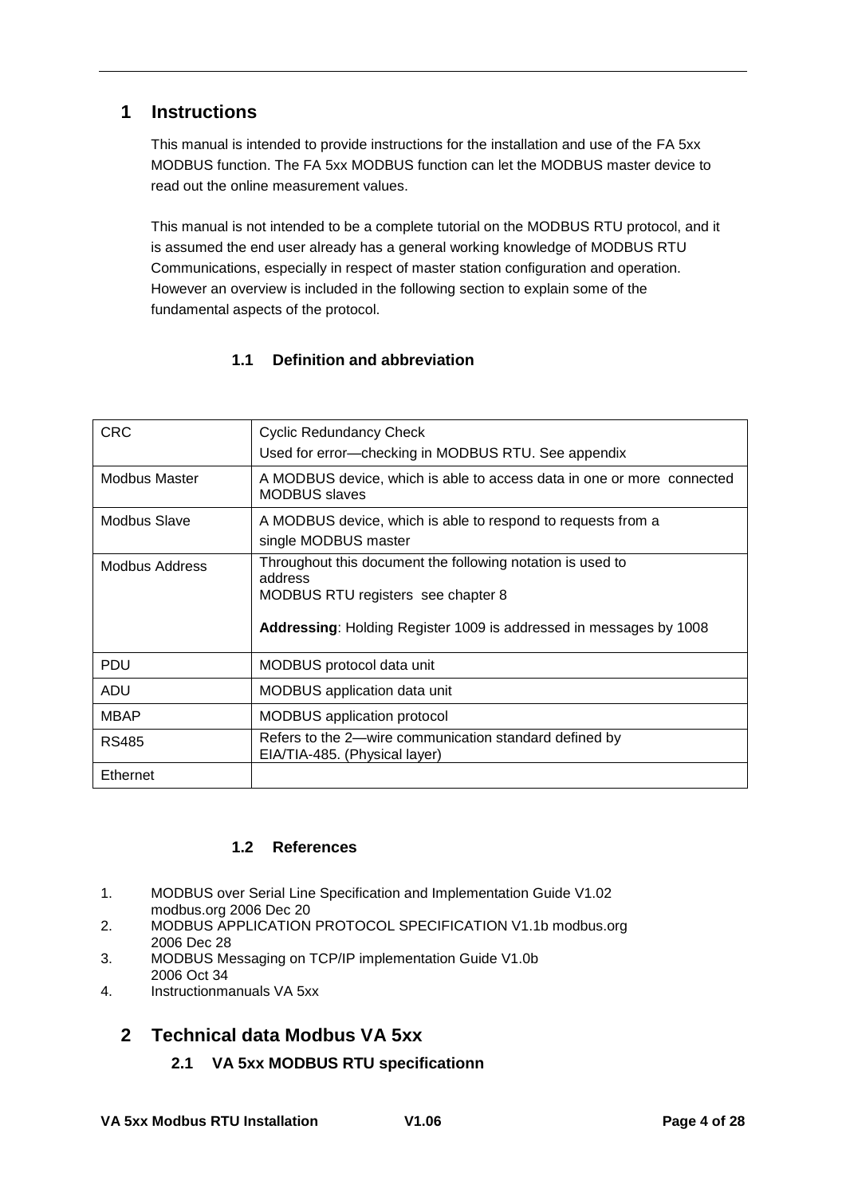# 1 Instructions

This manual is intended to provide instructions for the installation and use of the FA 5xx MODBUS function. The FA 5xx MODBUS function can let the MODBUS master device to read out the online measurement values.

This manual is not intended to be a complete tutorial on the MODBUS RTU protocol, and it is assumed the end user already has a general working knowledge of MODBUS RTU Communications, especially in respect of master station configuration and operation. However an overview is included in the following section to explain some of the fundamental aspects of the protocol.

## 1.1 Definition and abbreviation

| | |
|---|---|
| CRC | Cyclic Redundancy Check<br>Used for error—checking in MODBUS RTU. See appendix |
| Modbus Master | A MODBUS device, which is able to access data in one or more connected MODBUS slaves |
| Modbus Slave | A MODBUS device, which is able to respond to requests from a single MODBUS master |
| Modbus Address | Throughout this document the following notation is used to address<br>MODBUS RTU registers see chapter 8<br><br>**Addressing**: Holding Register 1009 is addressed in messages by 1008 |
| PDU | MODBUS protocol data unit |
| ADU | MODBUS application data unit |
| MBAP | MODBUS application protocol |
| RS485 | Refers to the 2—wire communication standard defined by EIA/TIA-485. (Physical layer) |
| Ethernet | |

## 1.2 References

1. MODBUS over Serial Line Specification and Implementation Guide V1.02 modbus.org 2006 Dec 20
2. MODBUS APPLICATION PROTOCOL SPECIFICATION V1.1b modbus.org 2006 Dec 28
3. MODBUS Messaging on TCP/IP implementation Guide V1.0b 2006 Oct 34
4. Instructionmanuals VA 5xx

# 2 Technical data Modbus VA 5xx

## 2.1 VA 5xx MODBUS RTU specificationn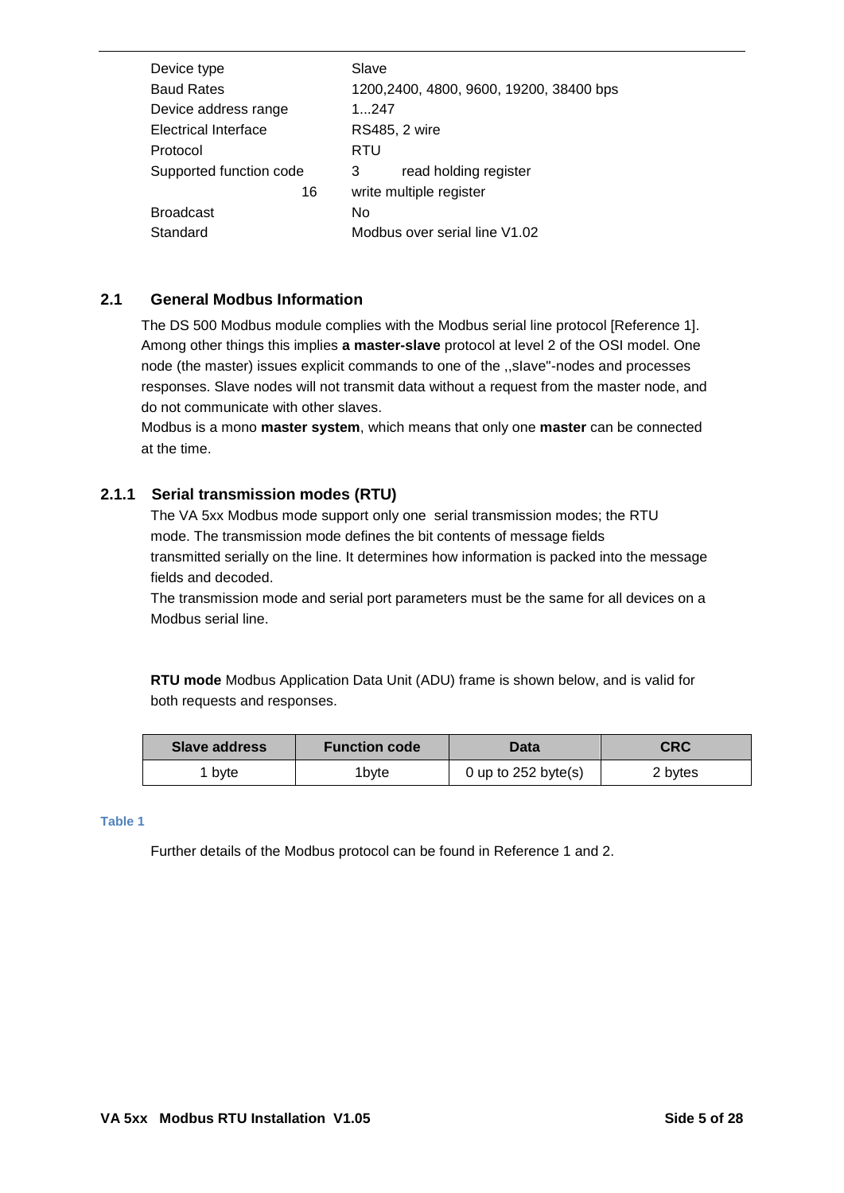| | |
|---|---|
| Device type | Slave |
| Baud Rates | 1200,2400, 4800, 9600, 19200, 38400 bps |
| Device address range | 1...247 |
| Electrical Interface | RS485, 2 wire |
| Protocol | RTU |
| Supported function code | 3 read holding register |
| 16 | write multiple register |
| Broadcast | No |
| Standard | Modbus over serial line V1.02 |

## 2.1 General Modbus Information

The DS 500 Modbus module complies with the Modbus serial line protocol [Reference 1]. Among other things this implies **a master-slave** protocol at level 2 of the OSI model. One node (the master) issues explicit commands to one of the ,,slave"-nodes and processes responses. Slave nodes will not transmit data without a request from the master node, and do not communicate with other slaves.
Modbus is a mono **master system**, which means that only one **master** can be connected at the time.

### 2.1.1 Serial transmission modes (RTU)

The VA 5xx Modbus mode support only one serial transmission modes; the RTU mode. The transmission mode defines the bit contents of message fields transmitted serially on the line. It determines how information is packed into the message fields and decoded.
The transmission mode and serial port parameters must be the same for all devices on a Modbus serial line.

**RTU mode** Modbus Application Data Unit (ADU) frame is shown below, and is valid for both requests and responses.

| Slave address | Function code | Data | CRC |
|---|---|---|---|
| 1 byte | 1byte | 0 up to 252 byte(s) | 2 bytes |

Table 1

Further details of the Modbus protocol can be found in Reference 1 and 2.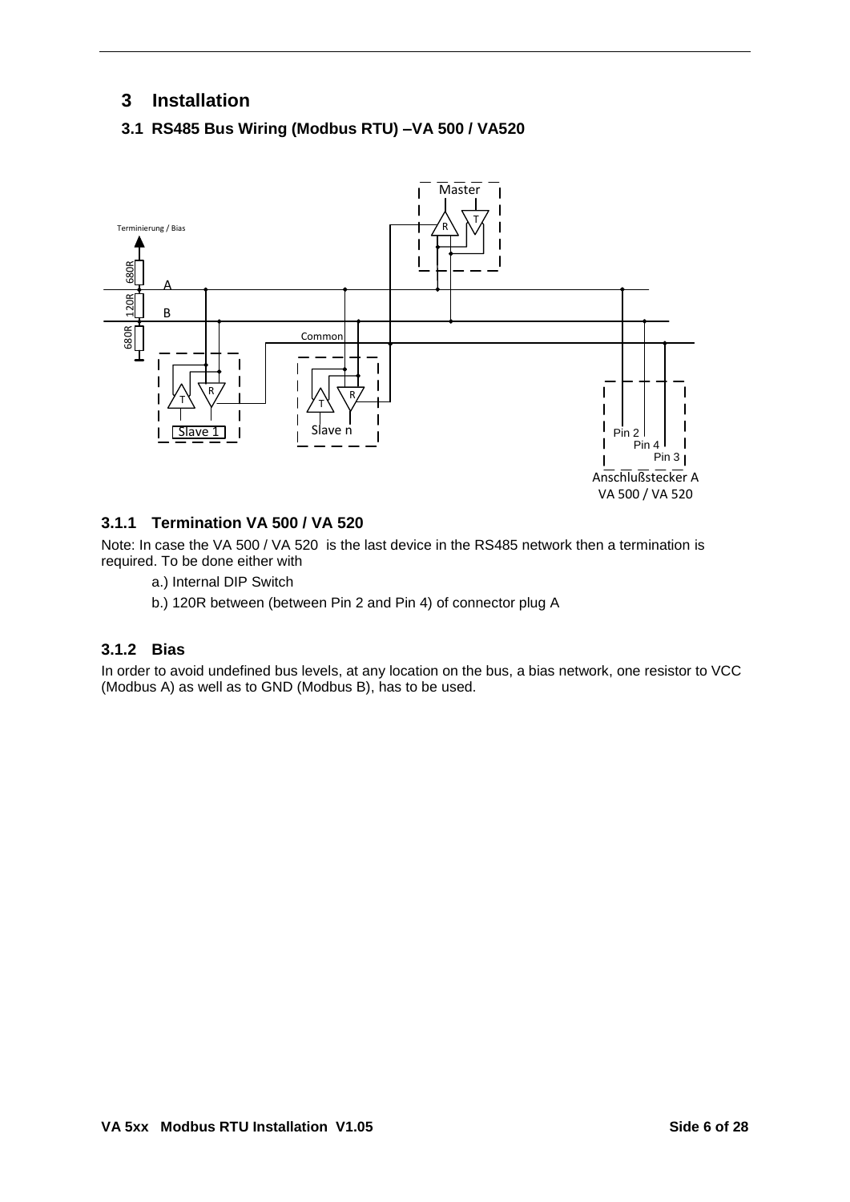# 3 Installation

## 3.1 RS485 Bus Wiring (Modbus RTU) –VA 500 / VA520

### 3.1.1 Termination VA 500 / VA 520

Note: In case the VA 500 / VA 520 is the last device in the RS485 network then a termination is required. To be done either with

a.) Internal DIP Switch

b.) 120R between (between Pin 2 and Pin 4) of connector plug A

### 3.1.2 Bias

In order to avoid undefined bus levels, at any location on the bus, a bias network, one resistor to VCC (Modbus A) as well as to GND (Modbus B), has to be used.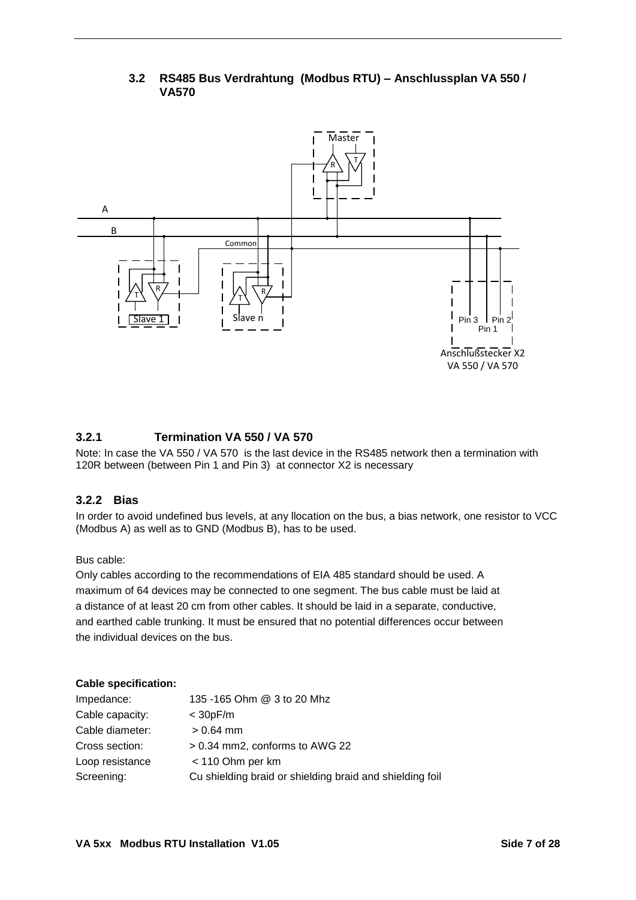### 3.2 RS485 Bus Verdrahtung (Modbus RTU) – Anschlussplan VA 550 / VA570

#### 3.2.1 Termination VA 550 / VA 570

Note: In case the VA 550 / VA 570 is the last device in the RS485 network then a termination with 120R between (between Pin 1 and Pin 3) at connector X2 is necessary

#### 3.2.2 Bias

In order to avoid undefined bus levels, at any llocation on the bus, a bias network, one resistor to VCC (Modbus A) as well as to GND (Modbus B), has to be used.

Bus cable:

Only cables according to the recommendations of EIA 485 standard should be used. A maximum of 64 devices may be connected to one segment. The bus cable must be laid at a distance of at least 20 cm from other cables. It should be laid in a separate, conductive, and earthed cable trunking. It must be ensured that no potential differences occur between the individual devices on the bus.

**Cable specification:**

| | |
|---|---|
| Impedance: | 135 -165 Ohm @ 3 to 20 Mhz |
| Cable capacity: | < 30pF/m |
| Cable diameter: | > 0.64 mm |
| Cross section: | > 0.34 mm2, conforms to AWG 22 |
| Loop resistance | < 110 Ohm per km |
| Screening: | Cu shielding braid or shielding braid and shielding foil |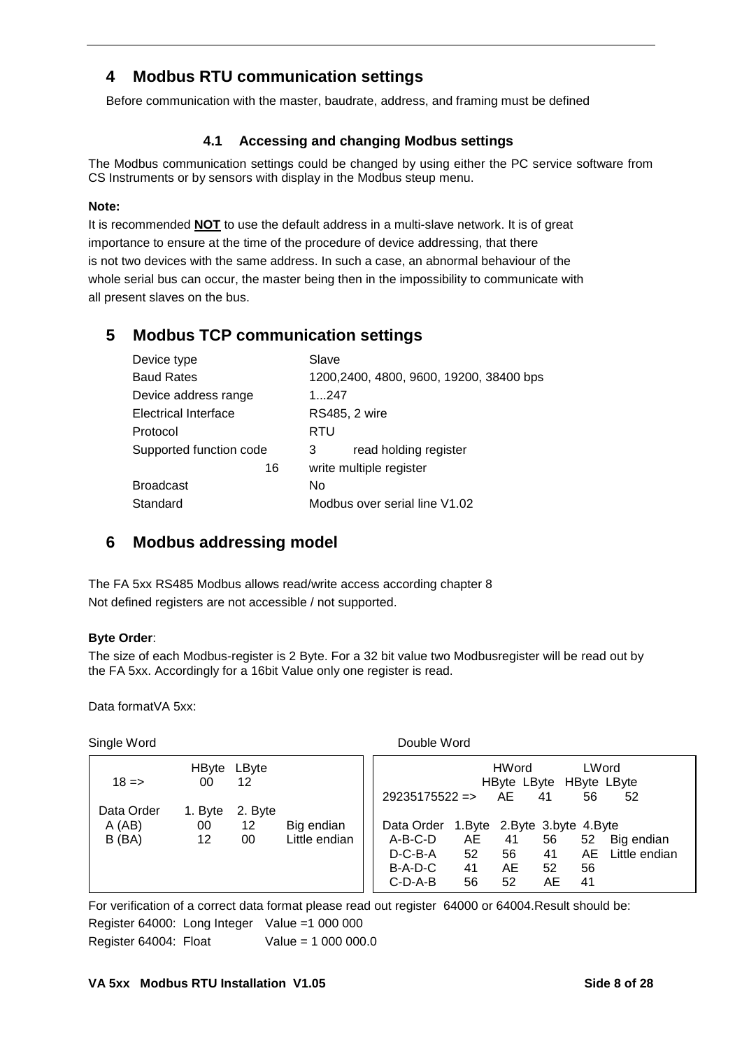## 4 Modbus RTU communication settings

Before communication with the master, baudrate, address, and framing must be defined

### 4.1 Accessing and changing Modbus settings

The Modbus communication settings could be changed by using either the PC service software from CS Instruments or by sensors with display in the Modbus steup menu.

**Note:**

It is recommended **NOT** to use the default address in a multi-slave network. It is of great importance to ensure at the time of the procedure of device addressing, that there is not two devices with the same address. In such a case, an abnormal behaviour of the whole serial bus can occur, the master being then in the impossibility to communicate with all present slaves on the bus.

## 5 Modbus TCP communication settings

| | |
|---|---|
| Device type | Slave |
| Baud Rates | 1200,2400, 4800, 9600, 19200, 38400 bps |
| Device address range | 1...247 |
| Electrical Interface | RS485, 2 wire |
| Protocol | RTU |
| Supported function code | 3 read holding register |
| 16 | write multiple register |
| Broadcast | No |
| Standard | Modbus over serial line V1.02 |

## 6 Modbus addressing model

The FA 5xx RS485 Modbus allows read/write access according chapter 8
Not defined registers are not accessible / not supported.

**Byte Order**:

The size of each Modbus-register is 2 Byte. For a 32 bit value two Modbusregister will be read out by the FA 5xx. Accordingly for a 16bit Value only one register is read.

Data formatVA 5xx:

Single Word

| | HByte | LByte | |
|---|---|---|---|
| 18 => | 00 | 12 | |
| Data Order | 1. Byte | 2. Byte | |
| A (AB) | 00 | 12 | Big endian |
| B (BA) | 12 | 00 | Little endian |

Double Word

| | HWord | | LWord | | |
|---|---|---|---|---|---|
| | HByte | LByte | HByte | LByte | |
| 29235175522 => | AE | 41 | 56 | 52 | |
| Data Order | 1.Byte | 2.Byte | 3.byte | 4.Byte | |
| A-B-C-D | AE | 41 | 56 | 52 | Big endian |
| D-C-B-A | 52 | 56 | 41 | AE | Little endian |
| B-A-D-C | 41 | AE | 52 | 56 | |
| C-D-A-B | 56 | 52 | AE | 41 | |

For verification of a correct data format please read out register 64000 or 64004.Result should be:

Register 64000: Long Integer Value =1 000 000

Register 64004: Float Value = 1 000 000.0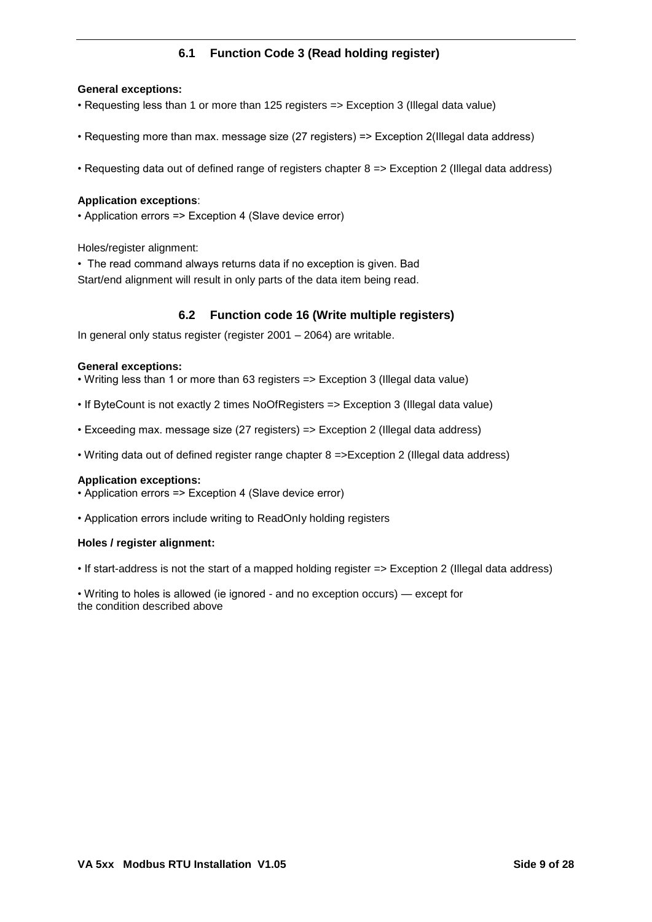## 6.1 Function Code 3 (Read holding register)

**General exceptions:**

• Requesting less than 1 or more than 125 registers => Exception 3 (Illegal data value)

• Requesting more than max. message size (27 registers) => Exception 2(Illegal data address)

• Requesting data out of defined range of registers chapter 8 => Exception 2 (Illegal data address)

**Application exceptions**:

• Application errors => Exception 4 (Slave device error)

Holes/register alignment:

• The read command always returns data if no exception is given. Bad
Start/end alignment will result in only parts of the data item being read.

## 6.2 Function code 16 (Write multiple registers)

In general only status register (register 2001 – 2064) are writable.

**General exceptions:**

• Writing less than 1 or more than 63 registers => Exception 3 (Illegal data value)

• If ByteCount is not exactly 2 times NoOfRegisters => Exception 3 (Illegal data value)

• Exceeding max. message size (27 registers) => Exception 2 (Illegal data address)

• Writing data out of defined register range chapter 8 =>Exception 2 (Illegal data address)

**Application exceptions:**

• Application errors => Exception 4 (Slave device error)

• Application errors include writing to ReadOnly holding registers

**Holes / register alignment:**

• If start-address is not the start of a mapped holding register => Exception 2 (Illegal data address)

• Writing to holes is allowed (ie ignored - and no exception occurs) — except for
the condition described above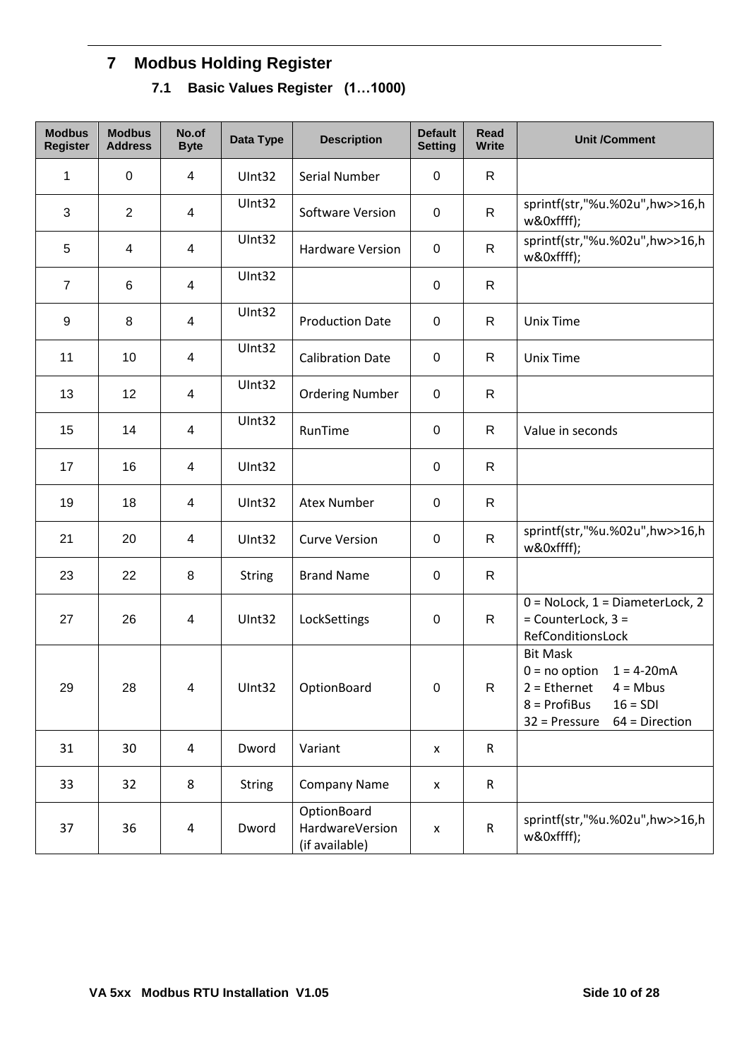# 7 Modbus Holding Register

## 7.1 Basic Values Register (1…1000)

| Modbus Register | Modbus Address | No.of Byte | Data Type | Description | Default Setting | Read Write | Unit /Comment |
|---|---|---|---|---|---|---|---|
| 1 | 0 | 4 | UInt32 | Serial Number | 0 | R | |
| 3 | 2 | 4 | UInt32 | Software Version | 0 | R | sprintf(str,"%u.%02u",hw>>16,hw&0xffff); |
| 5 | 4 | 4 | UInt32 | Hardware Version | 0 | R | sprintf(str,"%u.%02u",hw>>16,hw&0xffff); |
| 7 | 6 | 4 | UInt32 | | 0 | R | |
| 9 | 8 | 4 | UInt32 | Production Date | 0 | R | Unix Time |
| 11 | 10 | 4 | UInt32 | Calibration Date | 0 | R | Unix Time |
| 13 | 12 | 4 | UInt32 | Ordering Number | 0 | R | |
| 15 | 14 | 4 | UInt32 | RunTime | 0 | R | Value in seconds |
| 17 | 16 | 4 | UInt32 | | 0 | R | |
| 19 | 18 | 4 | UInt32 | Atex Number | 0 | R | |
| 21 | 20 | 4 | UInt32 | Curve Version | 0 | R | sprintf(str,"%u.%02u",hw>>16,hw&0xffff); |
| 23 | 22 | 8 | String | Brand Name | 0 | R | |
| 27 | 26 | 4 | UInt32 | LockSettings | 0 | R | 0 = NoLock, 1 = DiameterLock, 2 = CounterLock, 3 = RefConditionsLock |
| 29 | 28 | 4 | UInt32 | OptionBoard | 0 | R | Bit Mask<br>0 = no option 1 = 4-20mA<br>2 = Ethernet 4 = Mbus<br>8 = ProfiBus 16 = SDI<br>32 = Pressure 64 = Direction |
| 31 | 30 | 4 | Dword | Variant | x | R | |
| 33 | 32 | 8 | String | Company Name | x | R | |
| 37 | 36 | 4 | Dword | OptionBoard HardwareVersion (if available) | x | R | sprintf(str,"%u.%02u",hw>>16,hw&0xffff); |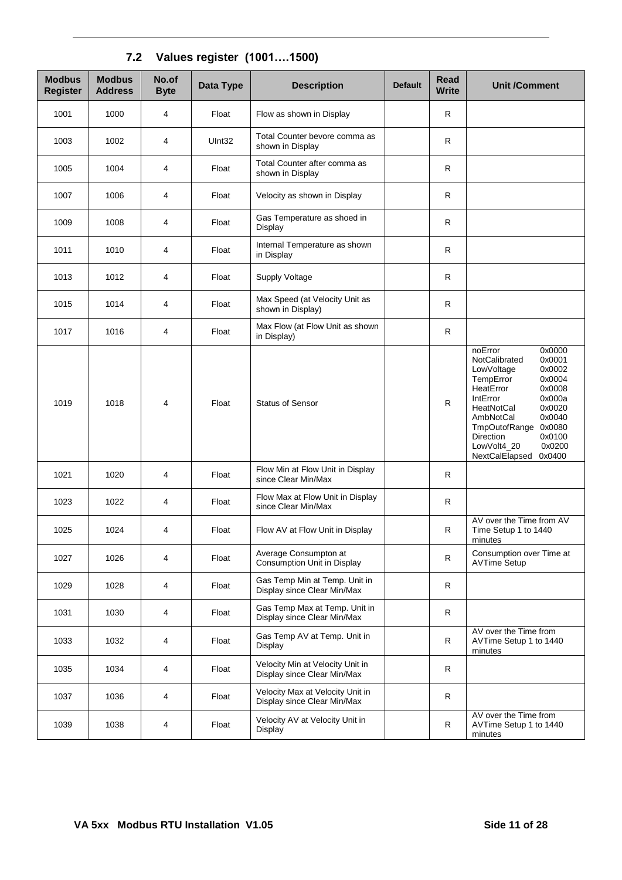## 7.2 Values register (1001….1500)

| Modbus Register | Modbus Address | No.of Byte | Data Type | Description | Default | Read Write | Unit /Comment |
|---|---|---|---|---|---|---|---|
| 1001 | 1000 | 4 | Float | Flow as shown in Display | | R | |
| 1003 | 1002 | 4 | UInt32 | Total Counter bevore comma as shown in Display | | R | |
| 1005 | 1004 | 4 | Float | Total Counter after comma as shown in Display | | R | |
| 1007 | 1006 | 4 | Float | Velocity as shown in Display | | R | |
| 1009 | 1008 | 4 | Float | Gas Temperature as shoed in Display | | R | |
| 1011 | 1010 | 4 | Float | Internal Temperature as shown in Display | | R | |
| 1013 | 1012 | 4 | Float | Supply Voltage | | R | |
| 1015 | 1014 | 4 | Float | Max Speed (at Velocity Unit as shown in Display) | | R | |
| 1017 | 1016 | 4 | Float | Max Flow (at Flow Unit as shown in Display) | | R | |
| 1019 | 1018 | 4 | Float | Status of Sensor | | R | noError 0x0000<br>NotCalibrated 0x0001<br>LowVoltage 0x0002<br>TempError 0x0004<br>HeatError 0x0008<br>IntError 0x000a<br>HeatNotCal 0x0020<br>AmbNotCal 0x0040<br>TmpOutofRange 0x0080<br>Direction 0x0100<br>LowVolt4_20 0x0200<br>NextCalElapsed 0x0400 |
| 1021 | 1020 | 4 | Float | Flow Min at Flow Unit in Display since Clear Min/Max | | R | |
| 1023 | 1022 | 4 | Float | Flow Max at Flow Unit in Display since Clear Min/Max | | R | |
| 1025 | 1024 | 4 | Float | Flow AV at Flow Unit in Display | | R | AV over the Time from AV Time Setup 1 to 1440 minutes |
| 1027 | 1026 | 4 | Float | Average Consumpton at Consumption Unit in Display | | R | Consumption over Time at AVTime Setup |
| 1029 | 1028 | 4 | Float | Gas Temp Min at Temp. Unit in Display since Clear Min/Max | | R | |
| 1031 | 1030 | 4 | Float | Gas Temp Max at Temp. Unit in Display since Clear Min/Max | | R | |
| 1033 | 1032 | 4 | Float | Gas Temp AV at Temp. Unit in Display | | R | AV over the Time from AVTime Setup 1 to 1440 minutes |
| 1035 | 1034 | 4 | Float | Velocity Min at Velocity Unit in Display since Clear Min/Max | | R | |
| 1037 | 1036 | 4 | Float | Velocity Max at Velocity Unit in Display since Clear Min/Max | | R | |
| 1039 | 1038 | 4 | Float | Velocity AV at Velocity Unit in Display | | R | AV over the Time from AVTime Setup 1 to 1440 minutes |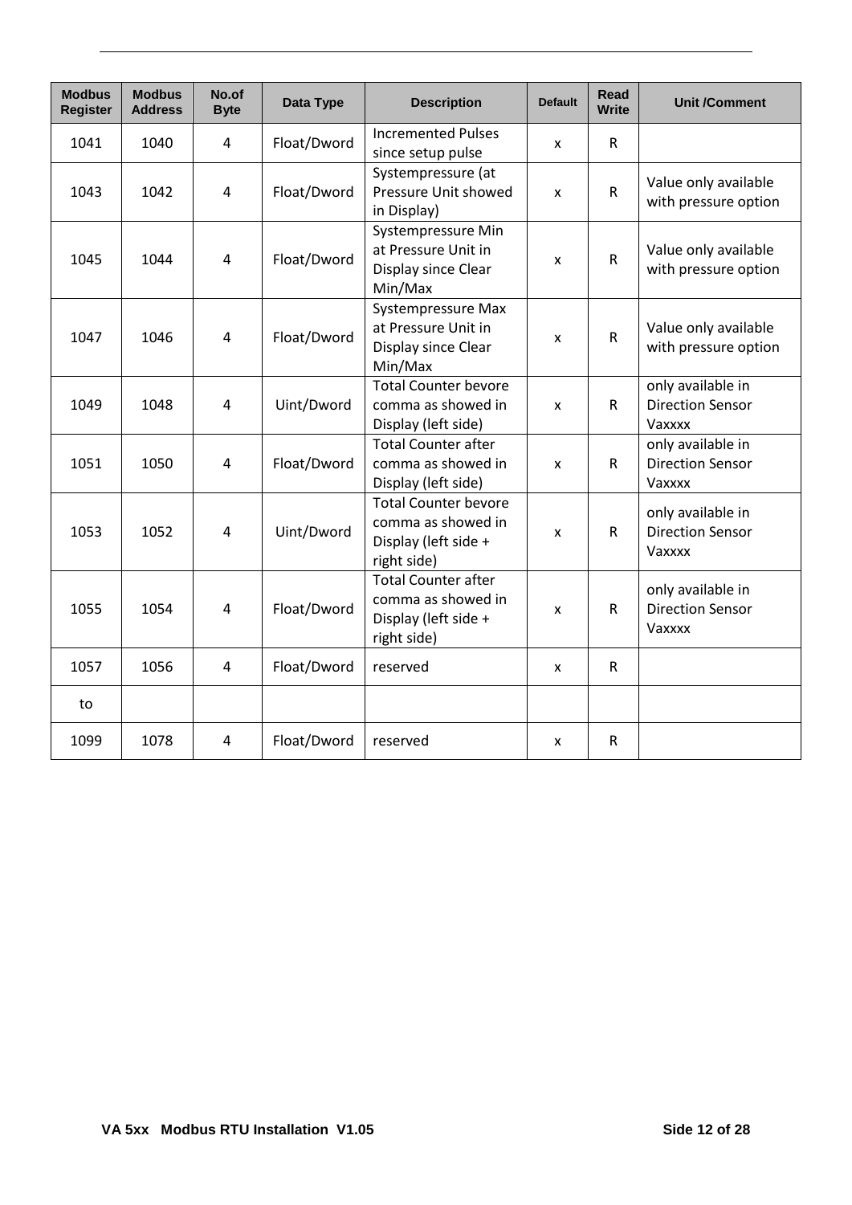| Modbus Register | Modbus Address | No.of Byte | Data Type | Description | Default | Read Write | Unit /Comment |
|---|---|---|---|---|---|---|---|
| 1041 | 1040 | 4 | Float/Dword | Incremented Pulses since setup pulse | x | R | |
| 1043 | 1042 | 4 | Float/Dword | Systempressure (at Pressure Unit showed in Display) | x | R | Value only available with pressure option |
| 1045 | 1044 | 4 | Float/Dword | Systempressure Min at Pressure Unit in Display since Clear Min/Max | x | R | Value only available with pressure option |
| 1047 | 1046 | 4 | Float/Dword | Systempressure Max at Pressure Unit in Display since Clear Min/Max | x | R | Value only available with pressure option |
| 1049 | 1048 | 4 | Uint/Dword | Total Counter bevore comma as showed in Display (left side) | x | R | only available in Direction Sensor Vaxxxx |
| 1051 | 1050 | 4 | Float/Dword | Total Counter after comma as showed in Display (left side) | x | R | only available in Direction Sensor Vaxxxx |
| 1053 | 1052 | 4 | Uint/Dword | Total Counter bevore comma as showed in Display (left side + right side) | x | R | only available in Direction Sensor Vaxxxx |
| 1055 | 1054 | 4 | Float/Dword | Total Counter after comma as showed in Display (left side + right side) | x | R | only available in Direction Sensor Vaxxxx |
| 1057 | 1056 | 4 | Float/Dword | reserved | x | R | |
| to | | | | | | | |
| 1099 | 1078 | 4 | Float/Dword | reserved | x | R | |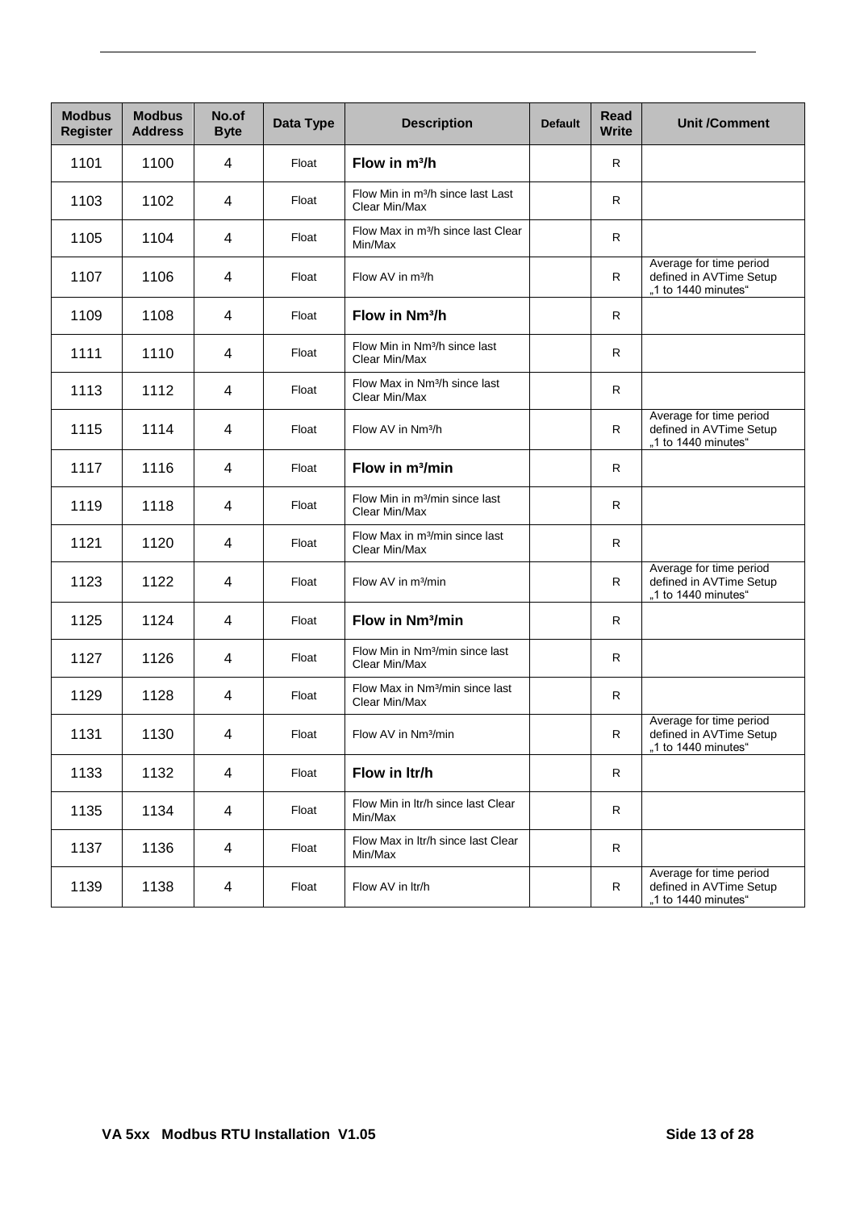| Modbus Register | Modbus Address | No.of Byte | Data Type | Description | Default | Read Write | Unit /Comment |
|---|---|---|---|---|---|---|---|
| 1101 | 1100 | 4 | Float | **Flow in m³/h** | | R | |
| 1103 | 1102 | 4 | Float | Flow Min in m³/h since last Last Clear Min/Max | | R | |
| 1105 | 1104 | 4 | Float | Flow Max in m³/h since last Clear Min/Max | | R | |
| 1107 | 1106 | 4 | Float | Flow AV in m³/h | | R | Average for time period defined in AVTime Setup „1 to 1440 minutes“ |
| 1109 | 1108 | 4 | Float | **Flow in Nm³/h** | | R | |
| 1111 | 1110 | 4 | Float | Flow Min in Nm³/h since last Clear Min/Max | | R | |
| 1113 | 1112 | 4 | Float | Flow Max in Nm³/h since last Clear Min/Max | | R | |
| 1115 | 1114 | 4 | Float | Flow AV in Nm³/h | | R | Average for time period defined in AVTime Setup „1 to 1440 minutes“ |
| 1117 | 1116 | 4 | Float | **Flow in m³/min** | | R | |
| 1119 | 1118 | 4 | Float | Flow Min in m³/min since last Clear Min/Max | | R | |
| 1121 | 1120 | 4 | Float | Flow Max in m³/min since last Clear Min/Max | | R | |
| 1123 | 1122 | 4 | Float | Flow AV in m³/min | | R | Average for time period defined in AVTime Setup „1 to 1440 minutes“ |
| 1125 | 1124 | 4 | Float | **Flow in Nm³/min** | | R | |
| 1127 | 1126 | 4 | Float | Flow Min in Nm³/min since last Clear Min/Max | | R | |
| 1129 | 1128 | 4 | Float | Flow Max in Nm³/min since last Clear Min/Max | | R | |
| 1131 | 1130 | 4 | Float | Flow AV in Nm³/min | | R | Average for time period defined in AVTime Setup „1 to 1440 minutes“ |
| 1133 | 1132 | 4 | Float | **Flow in ltr/h** | | R | |
| 1135 | 1134 | 4 | Float | Flow Min in ltr/h since last Clear Min/Max | | R | |
| 1137 | 1136 | 4 | Float | Flow Max in ltr/h since last Clear Min/Max | | R | |
| 1139 | 1138 | 4 | Float | Flow AV in ltr/h | | R | Average for time period defined in AVTime Setup „1 to 1440 minutes“ |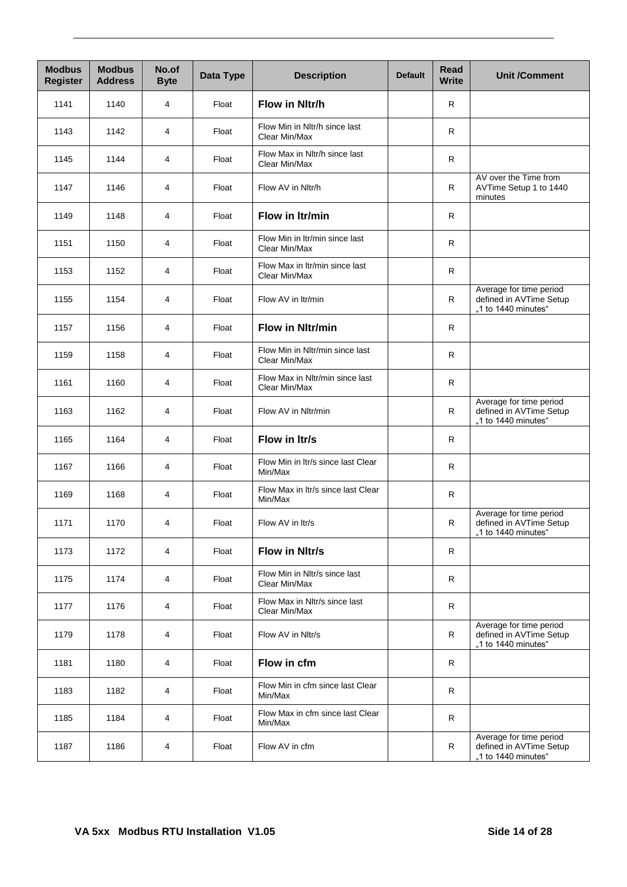| Modbus Register | Modbus Address | No.of Byte | Data Type | Description | Default | Read Write | Unit /Comment |
|---|---|---|---|---|---|---|---|
| 1141 | 1140 | 4 | Float | **Flow in Nltr/h** | | R | |
| 1143 | 1142 | 4 | Float | Flow Min in Nltr/h since last Clear Min/Max | | R | |
| 1145 | 1144 | 4 | Float | Flow Max in Nltr/h since last Clear Min/Max | | R | |
| 1147 | 1146 | 4 | Float | Flow AV in Nltr/h | | R | AV over the Time from AVTime Setup 1 to 1440 minutes |
| 1149 | 1148 | 4 | Float | **Flow in ltr/min** | | R | |
| 1151 | 1150 | 4 | Float | Flow Min in ltr/min since last Clear Min/Max | | R | |
| 1153 | 1152 | 4 | Float | Flow Max in ltr/min since last Clear Min/Max | | R | |
| 1155 | 1154 | 4 | Float | Flow AV in ltr/min | | R | Average for time period defined in AVTime Setup „1 to 1440 minutes" |
| 1157 | 1156 | 4 | Float | **Flow in Nltr/min** | | R | |
| 1159 | 1158 | 4 | Float | Flow Min in Nltr/min since last Clear Min/Max | | R | |
| 1161 | 1160 | 4 | Float | Flow Max in Nltr/min since last Clear Min/Max | | R | |
| 1163 | 1162 | 4 | Float | Flow AV in Nltr/min | | R | Average for time period defined in AVTime Setup „1 to 1440 minutes" |
| 1165 | 1164 | 4 | Float | **Flow in ltr/s** | | R | |
| 1167 | 1166 | 4 | Float | Flow Min in ltr/s since last Clear Min/Max | | R | |
| 1169 | 1168 | 4 | Float | Flow Max in ltr/s since last Clear Min/Max | | R | |
| 1171 | 1170 | 4 | Float | Flow AV in ltr/s | | R | Average for time period defined in AVTime Setup „1 to 1440 minutes" |
| 1173 | 1172 | 4 | Float | **Flow in Nltr/s** | | R | |
| 1175 | 1174 | 4 | Float | Flow Min in Nltr/s since last Clear Min/Max | | R | |
| 1177 | 1176 | 4 | Float | Flow Max in Nltr/s since last Clear Min/Max | | R | |
| 1179 | 1178 | 4 | Float | Flow AV in Nltr/s | | R | Average for time period defined in AVTime Setup „1 to 1440 minutes" |
| 1181 | 1180 | 4 | Float | **Flow in cfm** | | R | |
| 1183 | 1182 | 4 | Float | Flow Min in cfm since last Clear Min/Max | | R | |
| 1185 | 1184 | 4 | Float | Flow Max in cfm since last Clear Min/Max | | R | |
| 1187 | 1186 | 4 | Float | Flow AV in cfm | | R | Average for time period defined in AVTime Setup „1 to 1440 minutes" |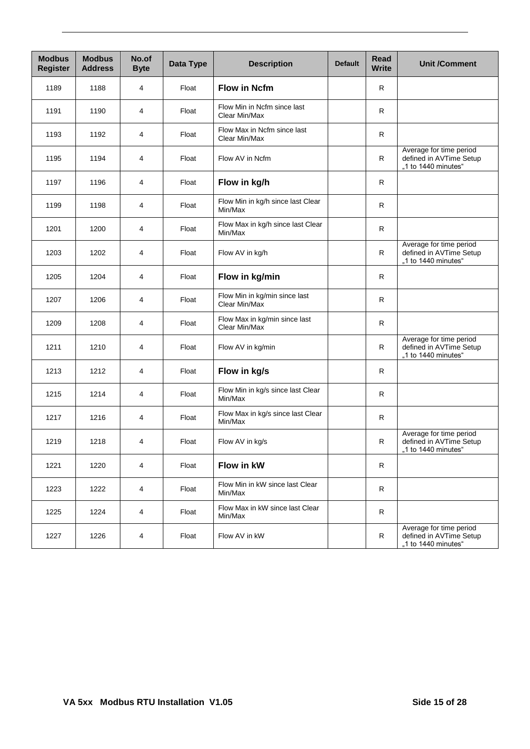| Modbus Register | Modbus Address | No.of Byte | Data Type | Description | Default | Read Write | Unit /Comment |
|---|---|---|---|---|---|---|---|
| 1189 | 1188 | 4 | Float | **Flow in Ncfm** | | R | |
| 1191 | 1190 | 4 | Float | Flow Min in Ncfm since last Clear Min/Max | | R | |
| 1193 | 1192 | 4 | Float | Flow Max in Ncfm since last Clear Min/Max | | R | |
| 1195 | 1194 | 4 | Float | Flow AV in Ncfm | | R | Average for time period defined in AVTime Setup „1 to 1440 minutes“ |
| 1197 | 1196 | 4 | Float | **Flow in kg/h** | | R | |
| 1199 | 1198 | 4 | Float | Flow Min in kg/h since last Clear Min/Max | | R | |
| 1201 | 1200 | 4 | Float | Flow Max in kg/h since last Clear Min/Max | | R | |
| 1203 | 1202 | 4 | Float | Flow AV in kg/h | | R | Average for time period defined in AVTime Setup „1 to 1440 minutes“ |
| 1205 | 1204 | 4 | Float | **Flow in kg/min** | | R | |
| 1207 | 1206 | 4 | Float | Flow Min in kg/min since last Clear Min/Max | | R | |
| 1209 | 1208 | 4 | Float | Flow Max in kg/min since last Clear Min/Max | | R | |
| 1211 | 1210 | 4 | Float | Flow AV in kg/min | | R | Average for time period defined in AVTime Setup „1 to 1440 minutes“ |
| 1213 | 1212 | 4 | Float | **Flow in kg/s** | | R | |
| 1215 | 1214 | 4 | Float | Flow Min in kg/s since last Clear Min/Max | | R | |
| 1217 | 1216 | 4 | Float | Flow Max in kg/s since last Clear Min/Max | | R | |
| 1219 | 1218 | 4 | Float | Flow AV in kg/s | | R | Average for time period defined in AVTime Setup „1 to 1440 minutes“ |
| 1221 | 1220 | 4 | Float | **Flow in kW** | | R | |
| 1223 | 1222 | 4 | Float | Flow Min in kW since last Clear Min/Max | | R | |
| 1225 | 1224 | 4 | Float | Flow Max in kW since last Clear Min/Max | | R | |
| 1227 | 1226 | 4 | Float | Flow AV in kW | | R | Average for time period defined in AVTime Setup „1 to 1440 minutes“ |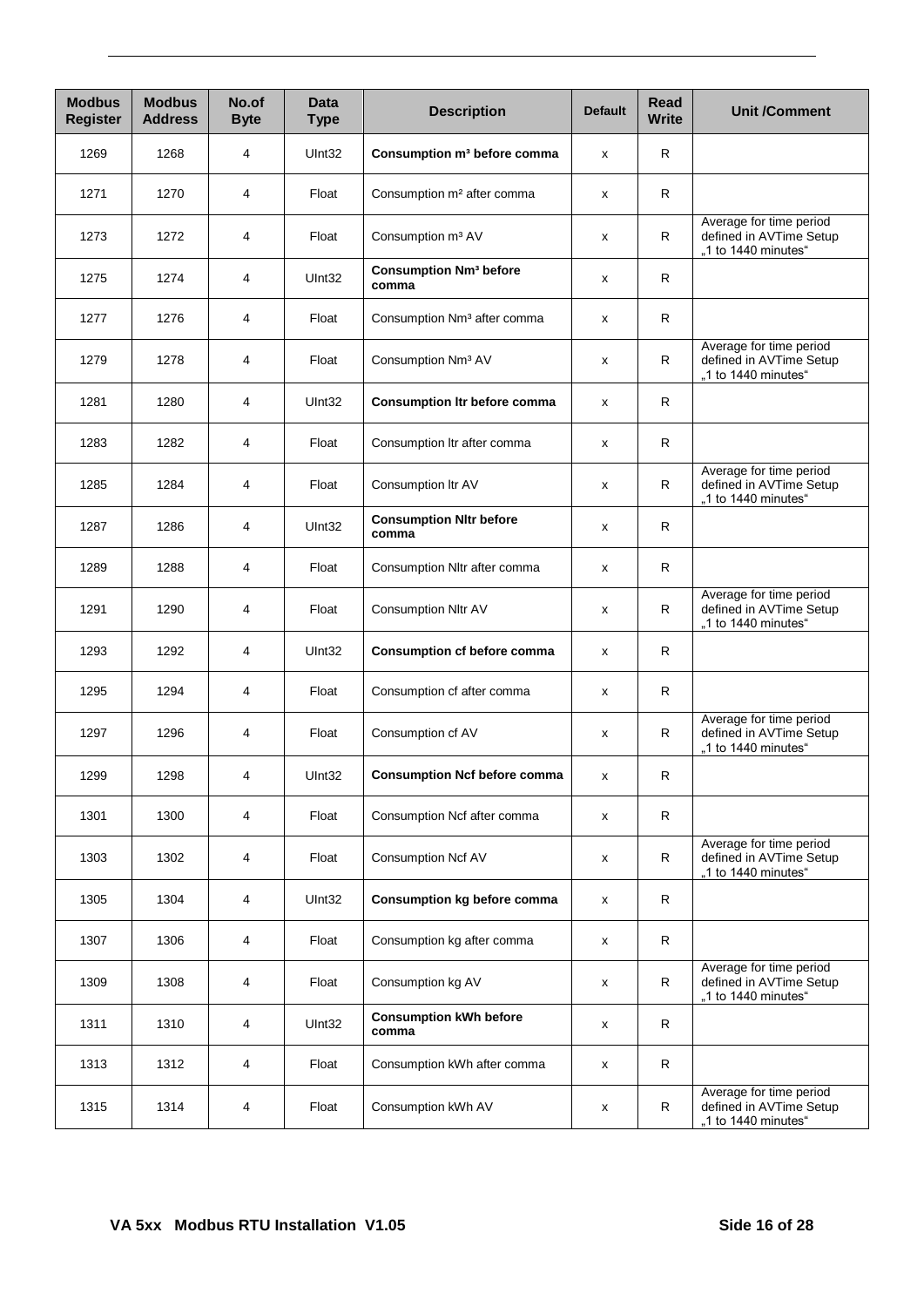| Modbus Register | Modbus Address | No.of Byte | Data Type | Description | Default | Read Write | Unit /Comment |
|---|---|---|---|---|---|---|---|
| 1269 | 1268 | 4 | UInt32 | **Consumption m³ before comma** | x | R | |
| 1271 | 1270 | 4 | Float | Consumption m² after comma | x | R | |
| 1273 | 1272 | 4 | Float | Consumption m³ AV | x | R | Average for time period defined in AVTime Setup „1 to 1440 minutes" |
| 1275 | 1274 | 4 | UInt32 | **Consumption Nm³ before comma** | x | R | |
| 1277 | 1276 | 4 | Float | Consumption Nm³ after comma | x | R | |
| 1279 | 1278 | 4 | Float | Consumption Nm³ AV | x | R | Average for time period defined in AVTime Setup „1 to 1440 minutes" |
| 1281 | 1280 | 4 | UInt32 | **Consumption ltr before comma** | x | R | |
| 1283 | 1282 | 4 | Float | Consumption ltr after comma | x | R | |
| 1285 | 1284 | 4 | Float | Consumption ltr AV | x | R | Average for time period defined in AVTime Setup „1 to 1440 minutes" |
| 1287 | 1286 | 4 | UInt32 | **Consumption Nltr before comma** | x | R | |
| 1289 | 1288 | 4 | Float | Consumption Nltr after comma | x | R | |
| 1291 | 1290 | 4 | Float | Consumption Nltr AV | x | R | Average for time period defined in AVTime Setup „1 to 1440 minutes" |
| 1293 | 1292 | 4 | UInt32 | **Consumption cf before comma** | x | R | |
| 1295 | 1294 | 4 | Float | Consumption cf after comma | x | R | |
| 1297 | 1296 | 4 | Float | Consumption cf AV | x | R | Average for time period defined in AVTime Setup „1 to 1440 minutes" |
| 1299 | 1298 | 4 | UInt32 | **Consumption Ncf before comma** | x | R | |
| 1301 | 1300 | 4 | Float | Consumption Ncf after comma | x | R | |
| 1303 | 1302 | 4 | Float | Consumption Ncf AV | x | R | Average for time period defined in AVTime Setup „1 to 1440 minutes" |
| 1305 | 1304 | 4 | UInt32 | **Consumption kg before comma** | x | R | |
| 1307 | 1306 | 4 | Float | Consumption kg after comma | x | R | |
| 1309 | 1308 | 4 | Float | Consumption kg AV | x | R | Average for time period defined in AVTime Setup „1 to 1440 minutes" |
| 1311 | 1310 | 4 | UInt32 | **Consumption kWh before comma** | x | R | |
| 1313 | 1312 | 4 | Float | Consumption kWh after comma | x | R | |
| 1315 | 1314 | 4 | Float | Consumption kWh AV | x | R | Average for time period defined in AVTime Setup „1 to 1440 minutes" |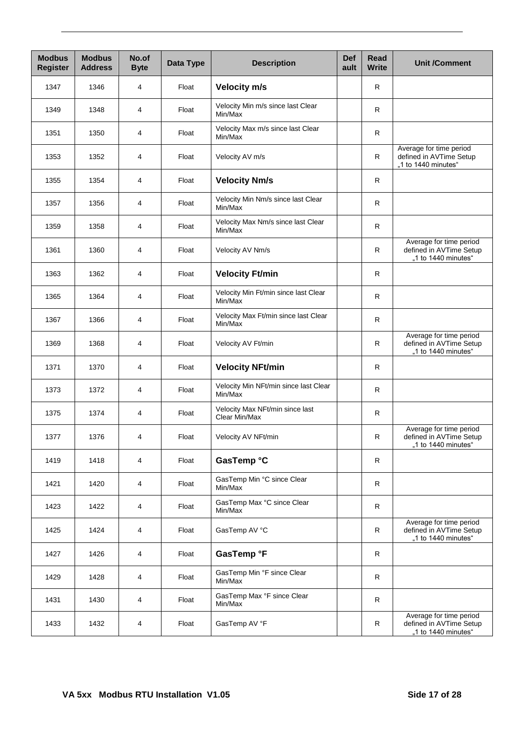| Modbus Register | Modbus Address | No.of Byte | Data Type | Description | Default | Read Write | Unit /Comment |
|---|---|---|---|---|---|---|---|
| 1347 | 1346 | 4 | Float | **Velocity m/s** | | R | |
| 1349 | 1348 | 4 | Float | Velocity Min m/s since last Clear Min/Max | | R | |
| 1351 | 1350 | 4 | Float | Velocity Max m/s since last Clear Min/Max | | R | |
| 1353 | 1352 | 4 | Float | Velocity AV m/s | | R | Average for time period defined in AVTime Setup „1 to 1440 minutes“ |
| 1355 | 1354 | 4 | Float | **Velocity Nm/s** | | R | |
| 1357 | 1356 | 4 | Float | Velocity Min Nm/s since last Clear Min/Max | | R | |
| 1359 | 1358 | 4 | Float | Velocity Max Nm/s since last Clear Min/Max | | R | |
| 1361 | 1360 | 4 | Float | Velocity AV Nm/s | | R | Average for time period defined in AVTime Setup „1 to 1440 minutes“ |
| 1363 | 1362 | 4 | Float | **Velocity Ft/min** | | R | |
| 1365 | 1364 | 4 | Float | Velocity Min Ft/min since last Clear Min/Max | | R | |
| 1367 | 1366 | 4 | Float | Velocity Max Ft/min since last Clear Min/Max | | R | |
| 1369 | 1368 | 4 | Float | Velocity AV Ft/min | | R | Average for time period defined in AVTime Setup „1 to 1440 minutes“ |
| 1371 | 1370 | 4 | Float | **Velocity NFt/min** | | R | |
| 1373 | 1372 | 4 | Float | Velocity Min NFt/min since last Clear Min/Max | | R | |
| 1375 | 1374 | 4 | Float | Velocity Max NFt/min since last Clear Min/Max | | R | |
| 1377 | 1376 | 4 | Float | Velocity AV NFt/min | | R | Average for time period defined in AVTime Setup „1 to 1440 minutes“ |
| 1419 | 1418 | 4 | Float | **GasTemp °C** | | R | |
| 1421 | 1420 | 4 | Float | GasTemp Min °C since Clear Min/Max | | R | |
| 1423 | 1422 | 4 | Float | GasTemp Max °C since Clear Min/Max | | R | |
| 1425 | 1424 | 4 | Float | GasTemp AV °C | | R | Average for time period defined in AVTime Setup „1 to 1440 minutes“ |
| 1427 | 1426 | 4 | Float | **GasTemp °F** | | R | |
| 1429 | 1428 | 4 | Float | GasTemp Min °F since Clear Min/Max | | R | |
| 1431 | 1430 | 4 | Float | GasTemp Max °F since Clear Min/Max | | R | |
| 1433 | 1432 | 4 | Float | GasTemp AV °F | | R | Average for time period defined in AVTime Setup „1 to 1440 minutes“ |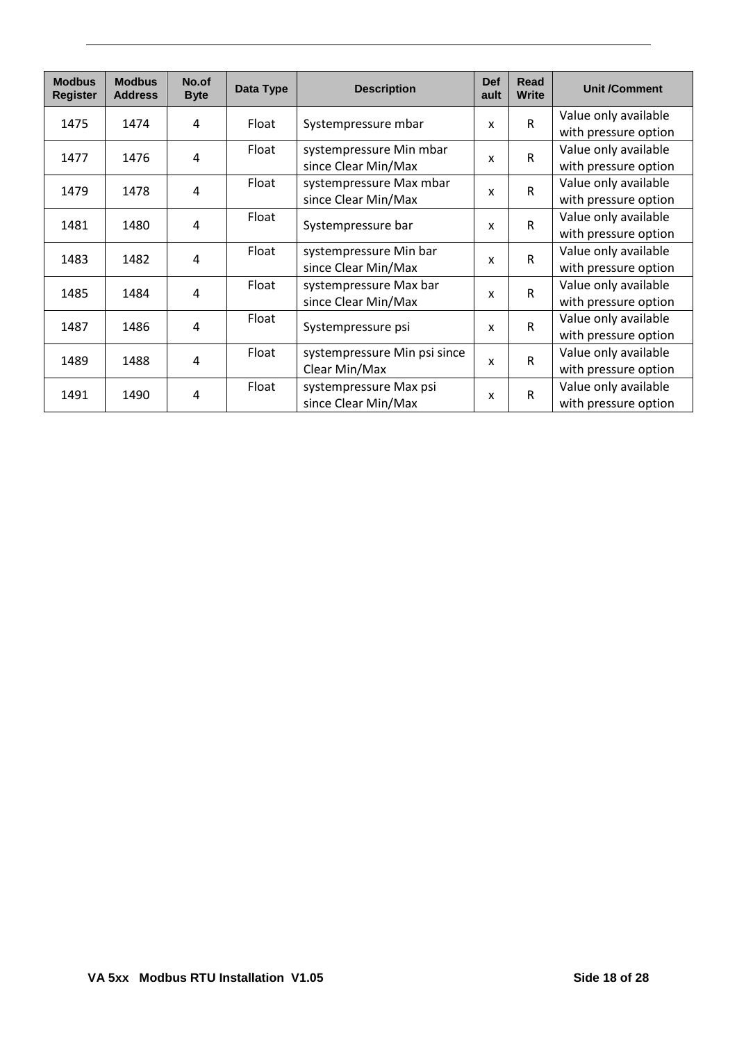| Modbus Register | Modbus Address | No.of Byte | Data Type | Description | Default | Read Write | Unit /Comment |
|---|---|---|---|---|---|---|---|
| 1475 | 1474 | 4 | Float | Systempressure mbar | x | R | Value only available with pressure option |
| 1477 | 1476 | 4 | Float | systempressure Min mbar since Clear Min/Max | x | R | Value only available with pressure option |
| 1479 | 1478 | 4 | Float | systempressure Max mbar since Clear Min/Max | x | R | Value only available with pressure option |
| 1481 | 1480 | 4 | Float | Systempressure bar | x | R | Value only available with pressure option |
| 1483 | 1482 | 4 | Float | systempressure Min bar since Clear Min/Max | x | R | Value only available with pressure option |
| 1485 | 1484 | 4 | Float | systempressure Max bar since Clear Min/Max | x | R | Value only available with pressure option |
| 1487 | 1486 | 4 | Float | Systempressure psi | x | R | Value only available with pressure option |
| 1489 | 1488 | 4 | Float | systempressure Min psi since Clear Min/Max | x | R | Value only available with pressure option |
| 1491 | 1490 | 4 | Float | systempressure Max psi since Clear Min/Max | x | R | Value only available with pressure option |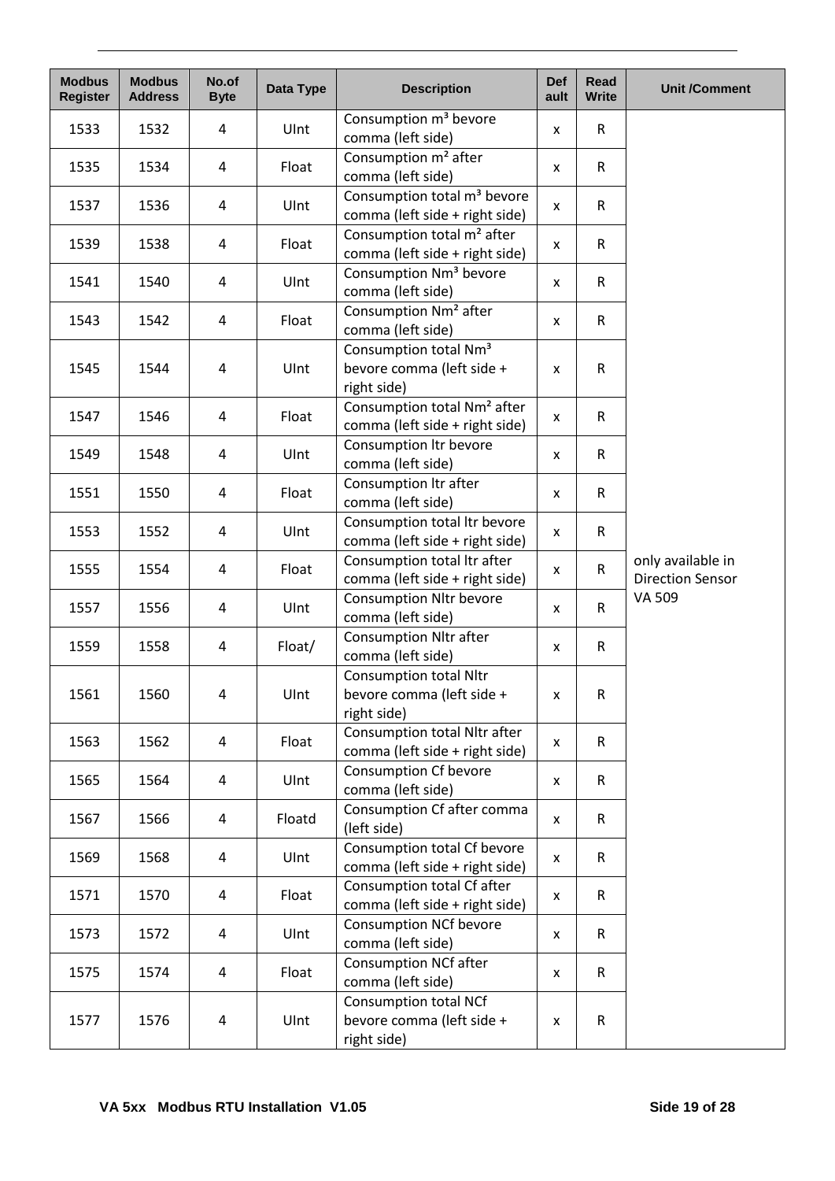| Modbus Register | Modbus Address | No.of Byte | Data Type | Description | Default | Read Write | Unit /Comment |
|---|---|---|---|---|---|---|---|
| 1533 | 1532 | 4 | UInt | Consumption m³ bevore comma (left side) | x | R | only available in Direction Sensor VA 509 |
| 1535 | 1534 | 4 | Float | Consumption m² after comma (left side) | x | R | |
| 1537 | 1536 | 4 | UInt | Consumption total m³ bevore comma (left side + right side) | x | R | |
| 1539 | 1538 | 4 | Float | Consumption total m² after comma (left side + right side) | x | R | |
| 1541 | 1540 | 4 | UInt | Consumption Nm³ bevore comma (left side) | x | R | |
| 1543 | 1542 | 4 | Float | Consumption Nm² after comma (left side) | x | R | |
| 1545 | 1544 | 4 | UInt | Consumption total Nm³ bevore comma (left side + right side) | x | R | |
| 1547 | 1546 | 4 | Float | Consumption total Nm² after comma (left side + right side) | x | R | |
| 1549 | 1548 | 4 | UInt | Consumption ltr bevore comma (left side) | x | R | |
| 1551 | 1550 | 4 | Float | Consumption ltr after comma (left side) | x | R | |
| 1553 | 1552 | 4 | UInt | Consumption total ltr bevore comma (left side + right side) | x | R | |
| 1555 | 1554 | 4 | Float | Consumption total ltr after comma (left side + right side) | x | R | |
| 1557 | 1556 | 4 | UInt | Consumption Nltr bevore comma (left side) | x | R | |
| 1559 | 1558 | 4 | Float/ | Consumption Nltr after comma (left side) | x | R | |
| 1561 | 1560 | 4 | UInt | Consumption total Nltr bevore comma (left side + right side) | x | R | |
| 1563 | 1562 | 4 | Float | Consumption total Nltr after comma (left side + right side) | x | R | |
| 1565 | 1564 | 4 | UInt | Consumption Cf bevore comma (left side) | x | R | |
| 1567 | 1566 | 4 | Floatd | Consumption Cf after comma (left side) | x | R | |
| 1569 | 1568 | 4 | UInt | Consumption total Cf bevore comma (left side + right side) | x | R | |
| 1571 | 1570 | 4 | Float | Consumption total Cf after comma (left side + right side) | x | R | |
| 1573 | 1572 | 4 | UInt | Consumption NCf bevore comma (left side) | x | R | |
| 1575 | 1574 | 4 | Float | Consumption NCf after comma (left side) | x | R | |
| 1577 | 1576 | 4 | UInt | Consumption total NCf bevore comma (left side + right side) | x | R | |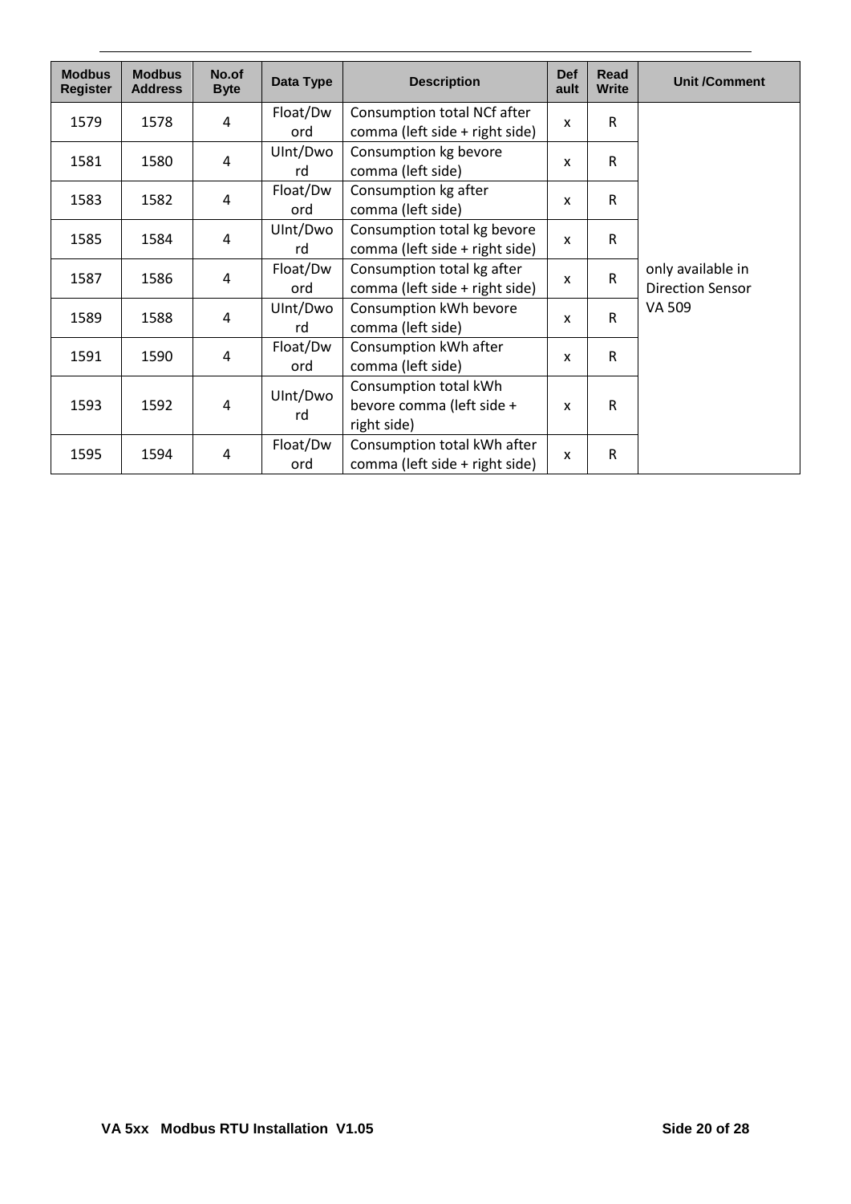| Modbus Register | Modbus Address | No.of Byte | Data Type | Description | Default | Read Write | Unit /Comment |
|---|---|---|---|---|---|---|---|
| 1579 | 1578 | 4 | Float/Dword | Consumption total NCf after comma (left side + right side) | x | R | only available in Direction Sensor VA 509 |
| 1581 | 1580 | 4 | UInt/Dword | Consumption kg bevore comma (left side) | x | R | |
| 1583 | 1582 | 4 | Float/Dword | Consumption kg after comma (left side) | x | R | |
| 1585 | 1584 | 4 | UInt/Dword | Consumption total kg bevore comma (left side + right side) | x | R | |
| 1587 | 1586 | 4 | Float/Dword | Consumption total kg after comma (left side + right side) | x | R | |
| 1589 | 1588 | 4 | UInt/Dword | Consumption kWh bevore comma (left side) | x | R | |
| 1591 | 1590 | 4 | Float/Dword | Consumption kWh after comma (left side) | x | R | |
| 1593 | 1592 | 4 | UInt/Dword | Consumption total kWh bevore comma (left side + right side) | x | R | |
| 1595 | 1594 | 4 | Float/Dword | Consumption total kWh after comma (left side + right side) | x | R | |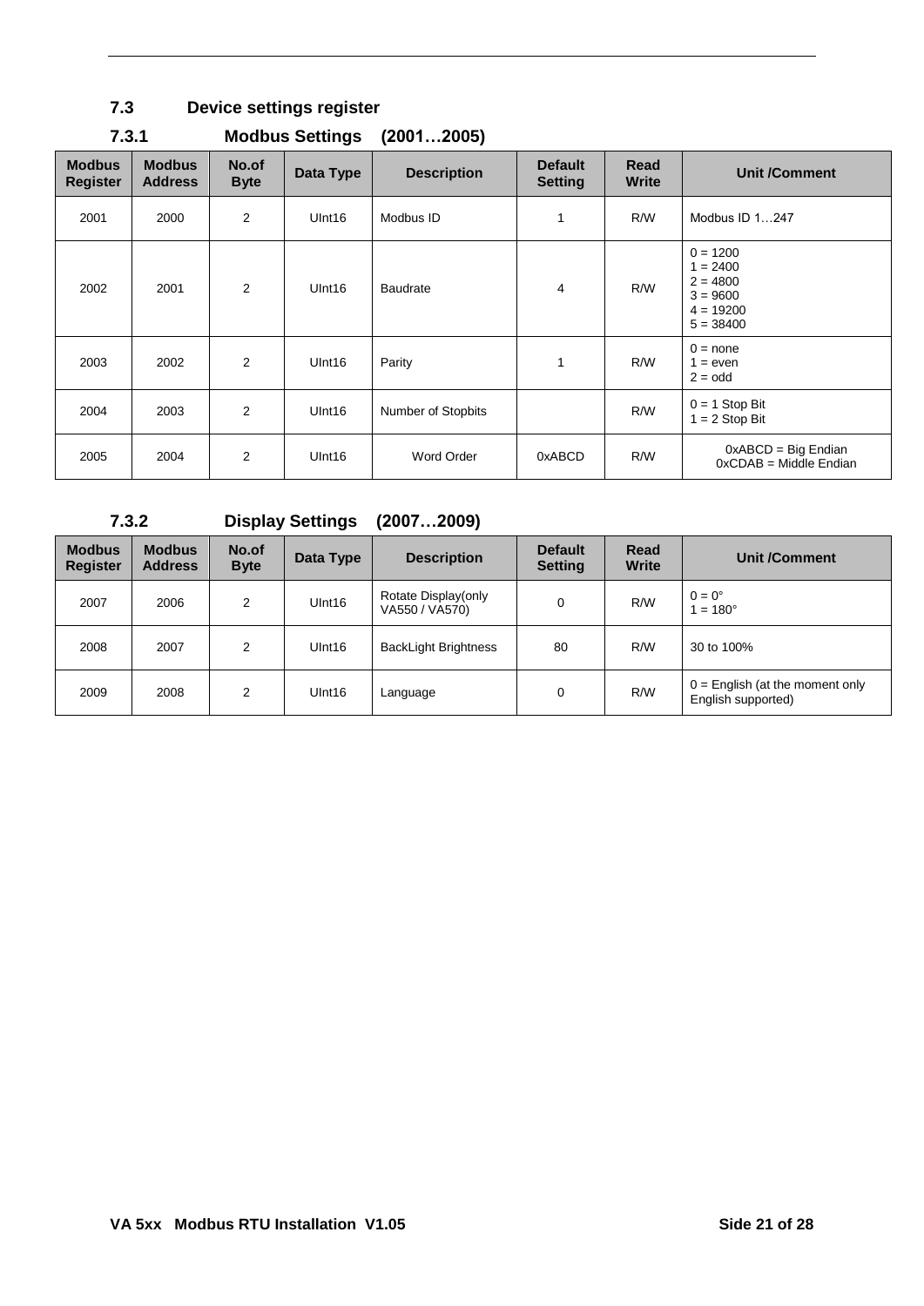## 7.3 Device settings register

### 7.3.1 Modbus Settings (2001…2005)

| Modbus Register | Modbus Address | No.of Byte | Data Type | Description | Default Setting | Read Write | Unit /Comment |
|---|---|---|---|---|---|---|---|
| 2001 | 2000 | 2 | UInt16 | Modbus ID | 1 | R/W | Modbus ID 1…247 |
| 2002 | 2001 | 2 | UInt16 | Baudrate | 4 | R/W | 0 = 1200<br>1 = 2400<br>2 = 4800<br>3 = 9600<br>4 = 19200<br>5 = 38400 |
| 2003 | 2002 | 2 | UInt16 | Parity | 1 | R/W | 0 = none<br>1 = even<br>2 = odd |
| 2004 | 2003 | 2 | UInt16 | Number of Stopbits | | R/W | 0 = 1 Stop Bit<br>1 = 2 Stop Bit |
| 2005 | 2004 | 2 | UInt16 | Word Order | 0xABCD | R/W | 0xABCD = Big Endian<br>0xCDAB = Middle Endian |

### 7.3.2 Display Settings (2007…2009)

| Modbus Register | Modbus Address | No.of Byte | Data Type | Description | Default Setting | Read Write | Unit /Comment |
|---|---|---|---|---|---|---|---|
| 2007 | 2006 | 2 | UInt16 | Rotate Display(only VA550 / VA570) | 0 | R/W | 0 = 0°<br>1 = 180° |
| 2008 | 2007 | 2 | UInt16 | BackLight Brightness | 80 | R/W | 30 to 100% |
| 2009 | 2008 | 2 | UInt16 | Language | 0 | R/W | 0 = English (at the moment only English supported) |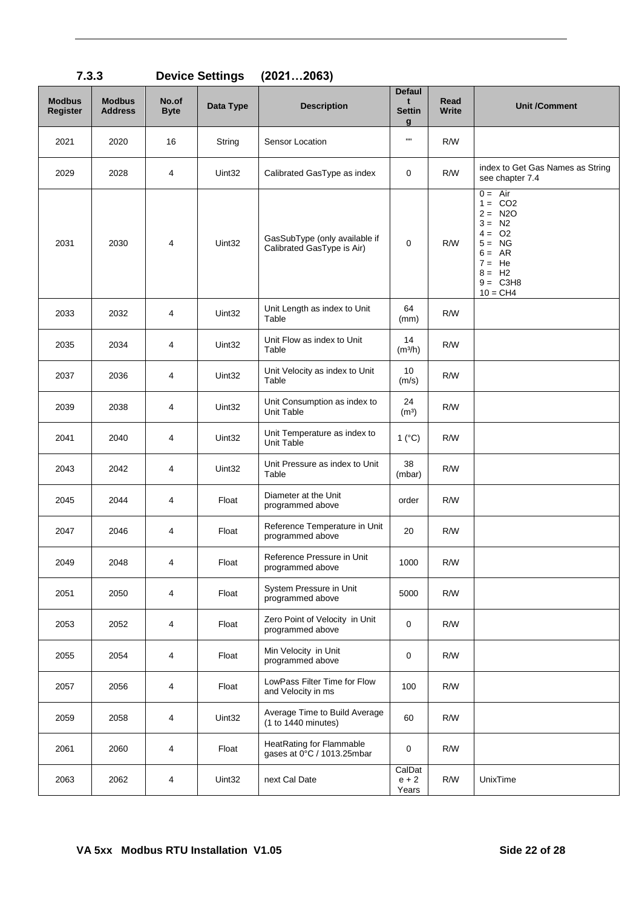### 7.3.3 Device Settings (2021…2063)

| Modbus Register | Modbus Address | No.of Byte | Data Type | Description | Default Setting | Read Write | Unit /Comment |
|---|---|---|---|---|---|---|---|
| 2021 | 2020 | 16 | String | Sensor Location | "" | R/W | |
| 2029 | 2028 | 4 | Uint32 | Calibrated GasType as index | 0 | R/W | index to Get Gas Names as String see chapter 7.4 |
| 2031 | 2030 | 4 | Uint32 | GasSubType (only available if Calibrated GasType is Air) | 0 | R/W | 0 = Air<br>1 = $CO_2$<br>2 = $N_2O$<br>3 = $N_2$<br>4 = $O_2$<br>5 = NG<br>6 = AR<br>7 = He<br>8 = $H_2$<br>9 = $C_3H_8$<br>10 = $CH_4$ |
| 2033 | 2032 | 4 | Uint32 | Unit Length as index to Unit Table | 64 (mm) | R/W | |
| 2035 | 2034 | 4 | Uint32 | Unit Flow as index to Unit Table | 14 ($m^3$/h) | R/W | |
| 2037 | 2036 | 4 | Uint32 | Unit Velocity as index to Unit Table | 10 (m/s) | R/W | |
| 2039 | 2038 | 4 | Uint32 | Unit Consumption as index to Unit Table | 24 ($m^3$) | R/W | |
| 2041 | 2040 | 4 | Uint32 | Unit Temperature as index to Unit Table | 1 (°C) | R/W | |
| 2043 | 2042 | 4 | Uint32 | Unit Pressure as index to Unit Table | 38 (mbar) | R/W | |
| 2045 | 2044 | 4 | Float | Diameter at the Unit programmed above | order | R/W | |
| 2047 | 2046 | 4 | Float | Reference Temperature in Unit programmed above | 20 | R/W | |
| 2049 | 2048 | 4 | Float | Reference Pressure in Unit programmed above | 1000 | R/W | |
| 2051 | 2050 | 4 | Float | System Pressure in Unit programmed above | 5000 | R/W | |
| 2053 | 2052 | 4 | Float | Zero Point of Velocity in Unit programmed above | 0 | R/W | |
| 2055 | 2054 | 4 | Float | Min Velocity in Unit programmed above | 0 | R/W | |
| 2057 | 2056 | 4 | Float | LowPass Filter Time for Flow and Velocity in ms | 100 | R/W | |
| 2059 | 2058 | 4 | Uint32 | Average Time to Build Average (1 to 1440 minutes) | 60 | R/W | |
| 2061 | 2060 | 4 | Float | HeatRating for Flammable gases at 0°C / 1013.25mbar | 0 | R/W | |
| 2063 | 2062 | 4 | Uint32 | next Cal Date | CalDate + 2 Years | R/W | UnixTime |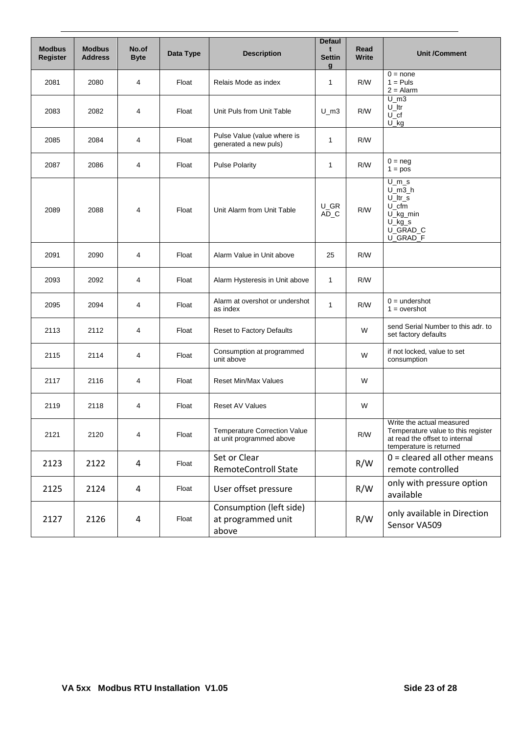| Modbus Register | Modbus Address | No.of Byte | Data Type | Description | Default Setting | Read Write | Unit /Comment |
|---|---|---|---|---|---|---|---|
| 2081 | 2080 | 4 | Float | Relais Mode as index | 1 | R/W | 0 = none<br>1 = Puls<br>2 = Alarm |
| 2083 | 2082 | 4 | Float | Unit Puls from Unit Table | U_m3 | R/W | U_m3<br>U_ltr<br>U_cf<br>U_kg |
| 2085 | 2084 | 4 | Float | Pulse Value (value where is generated a new puls) | 1 | R/W | |
| 2087 | 2086 | 4 | Float | Pulse Polarity | 1 | R/W | 0 = neg<br>1 = pos |
| 2089 | 2088 | 4 | Float | Unit Alarm from Unit Table | U_GRAD_C | R/W | U_m_s<br>U_m3_h<br>U_ltr_s<br>U_cfm<br>U_kg_min<br>U_kg_s<br>U_GRAD_C<br>U_GRAD_F |
| 2091 | 2090 | 4 | Float | Alarm Value in Unit above | 25 | R/W | |
| 2093 | 2092 | 4 | Float | Alarm Hysteresis in Unit above | 1 | R/W | |
| 2095 | 2094 | 4 | Float | Alarm at overshot or undershot as index | 1 | R/W | 0 = undershot<br>1 = overshot |
| 2113 | 2112 | 4 | Float | Reset to Factory Defaults | | W | send Serial Number to this adr. to set factory defaults |
| 2115 | 2114 | 4 | Float | Consumption at programmed unit above | | W | if not locked, value to set consumption |
| 2117 | 2116 | 4 | Float | Reset Min/Max Values | | W | |
| 2119 | 2118 | 4 | Float | Reset AV Values | | W | |
| 2121 | 2120 | 4 | Float | Temperature Correction Value at unit programmed above | | R/W | Write the actual measured Temperature value to this register at read the offset to internal temperature is returned |
| 2123 | 2122 | 4 | Float | Set or Clear RemoteControll State | | R/W | 0 = cleared all other means remote controlled |
| 2125 | 2124 | 4 | Float | User offset pressure | | R/W | only with pressure option available |
| 2127 | 2126 | 4 | Float | Consumption (left side) at programmed unit above | | R/W | only available in Direction Sensor VA509 |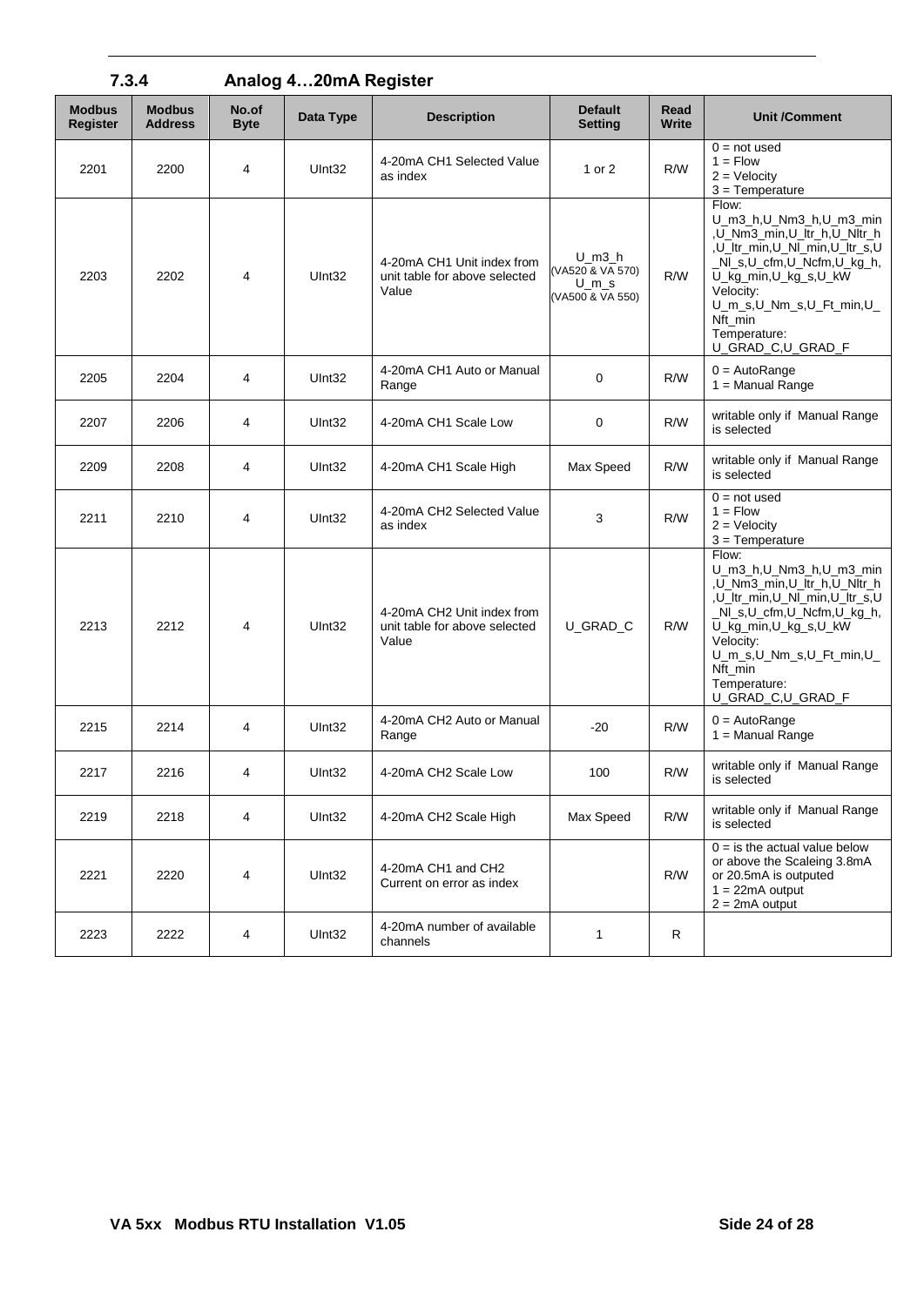### 7.3.4 Analog 4…20mA Register

| Modbus Register | Modbus Address | No.of Byte | Data Type | Description | Default Setting | Read Write | Unit /Comment |
|---|---|---|---|---|---|---|---|
| 2201 | 2200 | 4 | UInt32 | 4-20mA CH1 Selected Value as index | 1 or 2 | R/W | 0 = not used<br>1 = Flow<br>2 = Velocity<br>3 = Temperature |
| 2203 | 2202 | 4 | UInt32 | 4-20mA CH1 Unit index from unit table for above selected Value | U_m3_h (VA520 & VA 570)<br>U_m_s (VA500 & VA 550) | R/W | Flow:<br>U_m3_h,U_Nm3_h,U_m3_min,U_Nm3_min,U_ltr_h,U_Nltr_h,U_ltr_min,U_Nl_min,U_ltr_s,U_Nl_s,U_cfm,U_Ncfm,U_kg_h,U_kg_min,U_kg_s,U_kW<br>Velocity:<br>U_m_s,U_Nm_s,U_Ft_min,U_Nft_min<br>Temperature:<br>U_GRAD_C,U_GRAD_F |
| 2205 | 2204 | 4 | UInt32 | 4-20mA CH1 Auto or Manual Range | 0 | R/W | 0 = AutoRange<br>1 = Manual Range |
| 2207 | 2206 | 4 | UInt32 | 4-20mA CH1 Scale Low | 0 | R/W | writable only if Manual Range is selected |
| 2209 | 2208 | 4 | UInt32 | 4-20mA CH1 Scale High | Max Speed | R/W | writable only if Manual Range is selected |
| 2211 | 2210 | 4 | UInt32 | 4-20mA CH2 Selected Value as index | 3 | R/W | 0 = not used<br>1 = Flow<br>2 = Velocity<br>3 = Temperature |
| 2213 | 2212 | 4 | UInt32 | 4-20mA CH2 Unit index from unit table for above selected Value | U_GRAD_C | R/W | Flow:<br>U_m3_h,U_Nm3_h,U_m3_min,U_Nm3_min,U_ltr_h,U_Nltr_h,U_ltr_min,U_Nl_min,U_ltr_s,U_Nl_s,U_cfm,U_Ncfm,U_kg_h,U_kg_min,U_kg_s,U_kW<br>Velocity:<br>U_m_s,U_Nm_s,U_Ft_min,U_Nft_min<br>Temperature:<br>U_GRAD_C,U_GRAD_F |
| 2215 | 2214 | 4 | UInt32 | 4-20mA CH2 Auto or Manual Range | -20 | R/W | 0 = AutoRange<br>1 = Manual Range |
| 2217 | 2216 | 4 | UInt32 | 4-20mA CH2 Scale Low | 100 | R/W | writable only if Manual Range is selected |
| 2219 | 2218 | 4 | UInt32 | 4-20mA CH2 Scale High | Max Speed | R/W | writable only if Manual Range is selected |
| 2221 | 2220 | 4 | UInt32 | 4-20mA CH1 and CH2 Current on error as index | | R/W | 0 = is the actual value below or above the Scaleing 3.8mA or 20.5mA is outputed<br>1 = 22mA output<br>2 = 2mA output |
| 2223 | 2222 | 4 | UInt32 | 4-20mA number of available channels | 1 | R | |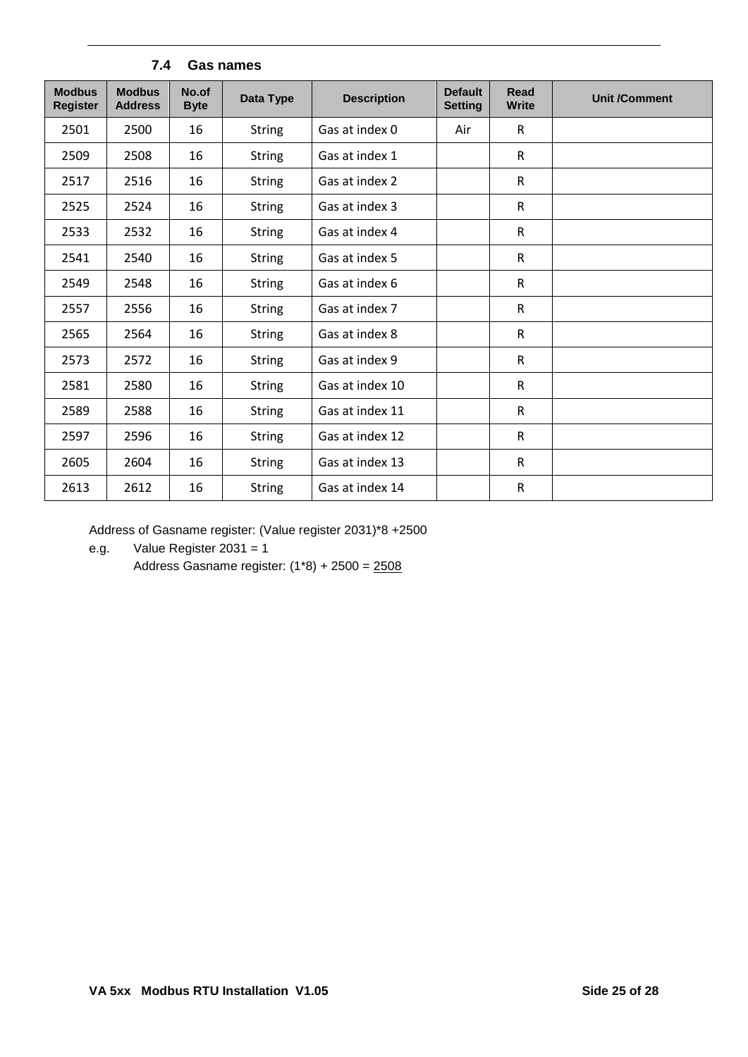### 7.4 Gas names

| Modbus Register | Modbus Address | No.of Byte | Data Type | Description | Default Setting | Read Write | Unit /Comment |
|---|---|---|---|---|---|---|---|
| 2501 | 2500 | 16 | String | Gas at index 0 | Air | R | |
| 2509 | 2508 | 16 | String | Gas at index 1 | | R | |
| 2517 | 2516 | 16 | String | Gas at index 2 | | R | |
| 2525 | 2524 | 16 | String | Gas at index 3 | | R | |
| 2533 | 2532 | 16 | String | Gas at index 4 | | R | |
| 2541 | 2540 | 16 | String | Gas at index 5 | | R | |
| 2549 | 2548 | 16 | String | Gas at index 6 | | R | |
| 2557 | 2556 | 16 | String | Gas at index 7 | | R | |
| 2565 | 2564 | 16 | String | Gas at index 8 | | R | |
| 2573 | 2572 | 16 | String | Gas at index 9 | | R | |
| 2581 | 2580 | 16 | String | Gas at index 10 | | R | |
| 2589 | 2588 | 16 | String | Gas at index 11 | | R | |
| 2597 | 2596 | 16 | String | Gas at index 12 | | R | |
| 2605 | 2604 | 16 | String | Gas at index 13 | | R | |
| 2613 | 2612 | 16 | String | Gas at index 14 | | R | |

Address of Gasname register: (Value register 2031)*8 +2500

e.g. Value Register 2031 = 1

Address Gasname register: (1*8) + 2500 = 2508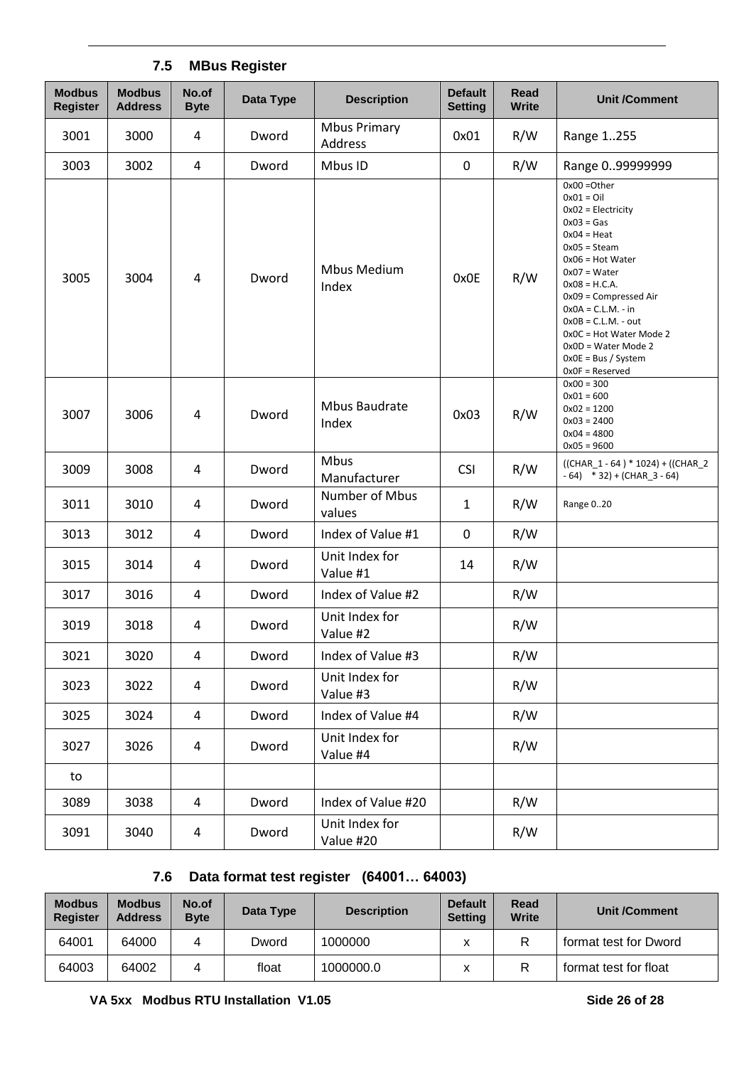### 7.5 MBus Register

| Modbus Register | Modbus Address | No.of Byte | Data Type | Description | Default Setting | Read Write | Unit /Comment |
|---|---|---|---|---|---|---|---|
| 3001 | 3000 | 4 | Dword | Mbus Primary Address | 0x01 | R/W | Range 1..255 |
| 3003 | 3002 | 4 | Dword | Mbus ID | 0 | R/W | Range 0..99999999 |
| 3005 | 3004 | 4 | Dword | Mbus Medium Index | 0x0E | R/W | 0x00 =Other<br>0x01 = Oil<br>0x02 = Electricity<br>0x03 = Gas<br>0x04 = Heat<br>0x05 = Steam<br>0x06 = Hot Water<br>0x07 = Water<br>0x08 = H.C.A.<br>0x09 = Compressed Air<br>0x0A = C.L.M. - in<br>0x0B = C.L.M. - out<br>0x0C = Hot Water Mode 2<br>0x0D = Water Mode 2<br>0x0E = Bus / System<br>0x0F = Reserved |
| 3007 | 3006 | 4 | Dword | Mbus Baudrate Index | 0x03 | R/W | 0x00 = 300<br>0x01 = 600<br>0x02 = 1200<br>0x03 = 2400<br>0x04 = 4800<br>0x05 = 9600 |
| 3009 | 3008 | 4 | Dword | Mbus Manufacturer | CSI | R/W | ((CHAR_1 - 64 ) * 1024) + ((CHAR_2 - 64) * 32) + (CHAR_3 - 64) |
| 3011 | 3010 | 4 | Dword | Number of Mbus values | 1 | R/W | Range 0..20 |
| 3013 | 3012 | 4 | Dword | Index of Value #1 | 0 | R/W | |
| 3015 | 3014 | 4 | Dword | Unit Index for Value #1 | 14 | R/W | |
| 3017 | 3016 | 4 | Dword | Index of Value #2 | | R/W | |
| 3019 | 3018 | 4 | Dword | Unit Index for Value #2 | | R/W | |
| 3021 | 3020 | 4 | Dword | Index of Value #3 | | R/W | |
| 3023 | 3022 | 4 | Dword | Unit Index for Value #3 | | R/W | |
| 3025 | 3024 | 4 | Dword | Index of Value #4 | | R/W | |
| 3027 | 3026 | 4 | Dword | Unit Index for Value #4 | | R/W | |
| to | | | | | | | |
| 3089 | 3038 | 4 | Dword | Index of Value #20 | | R/W | |
| 3091 | 3040 | 4 | Dword | Unit Index for Value #20 | | R/W | |

### 7.6 Data format test register (64001… 64003)

| Modbus Register | Modbus Address | No.of Byte | Data Type | Description | Default Setting | Read Write | Unit /Comment |
|---|---|---|---|---|---|---|---|
| 64001 | 64000 | 4 | Dword | 1000000 | x | R | format test for Dword |
| 64003 | 64002 | 4 | float | 1000000.0 | x | R | format test for float |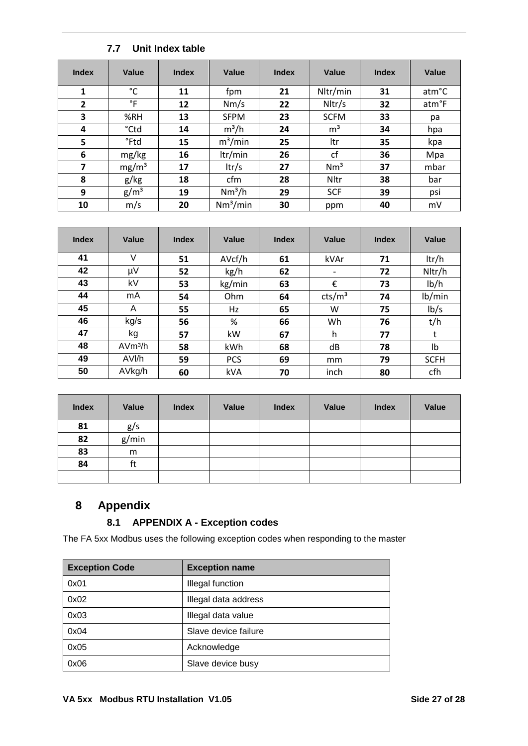### 7.7 Unit Index table

| Index | Value | Index | Value | Index | Value | Index | Value |
|---|---|---|---|---|---|---|---|
| **1** | °C | **11** | fpm | **21** | Nltr/min | **31** | atm°C |
| **2** | °F | **12** | Nm/s | **22** | Nltr/s | **32** | atm°F |
| **3** | %RH | **13** | SFPM | **23** | SCFM | **33** | pa |
| **4** | °Ctd | **14** | $m^3/h$ | **24** | $m^3$ | **34** | hpa |
| **5** | °Ftd | **15** | $m^3/min$ | **25** | ltr | **35** | kpa |
| **6** | mg/kg | **16** | ltr/min | **26** | cf | **36** | Mpa |
| **7** | $mg/m^3$ | **17** | ltr/s | **27** | $Nm^3$ | **37** | mbar |
| **8** | g/kg | **18** | cfm | **28** | Nltr | **38** | bar |
| **9** | $g/m^3$ | **19** | $Nm^3/h$ | **29** | SCF | **39** | psi |
| **10** | m/s | **20** | $Nm^3/min$ | **30** | ppm | **40** | mV |

| Index | Value | Index | Value | Index | Value | Index | Value |
|---|---|---|---|---|---|---|---|
| **41** | V | **51** | AVcf/h | **61** | kVAr | **71** | ltr/h |
| **42** | µV | **52** | kg/h | **62** | - | **72** | Nltr/h |
| **43** | kV | **53** | kg/min | **63** | € | **73** | lb/h |
| **44** | mA | **54** | Ohm | **64** | $cts/m^3$ | **74** | lb/min |
| **45** | A | **55** | Hz | **65** | W | **75** | lb/s |
| **46** | kg/s | **56** | % | **66** | Wh | **76** | t/h |
| **47** | kg | **57** | kW | **67** | h | **77** | t |
| **48** | $AVm^3/h$ | **58** | kWh | **68** | dB | **78** | lb |
| **49** | AVl/h | **59** | PCS | **69** | mm | **79** | SCFH |
| **50** | AVkg/h | **60** | kVA | **70** | inch | **80** | cfh |

| Index | Value | Index | Value | Index | Value | Index | Value |
|---|---|---|---|---|---|---|---|
| **81** | g/s | | | | | | |
| **82** | g/min | | | | | | |
| **83** | m | | | | | | |
| **84** | ft | | | | | | |
| | | | | | | | |

# 8 Appendix

## 8.1 APPENDIX A - Exception codes

The FA 5xx Modbus uses the following exception codes when responding to the master

| Exception Code | Exception name |
|---|---|
| 0x01 | Illegal function |
| 0x02 | Illegal data address |
| 0x03 | Illegal data value |
| 0x04 | Slave device failure |
| 0x05 | Acknowledge |
| 0x06 | Slave device busy |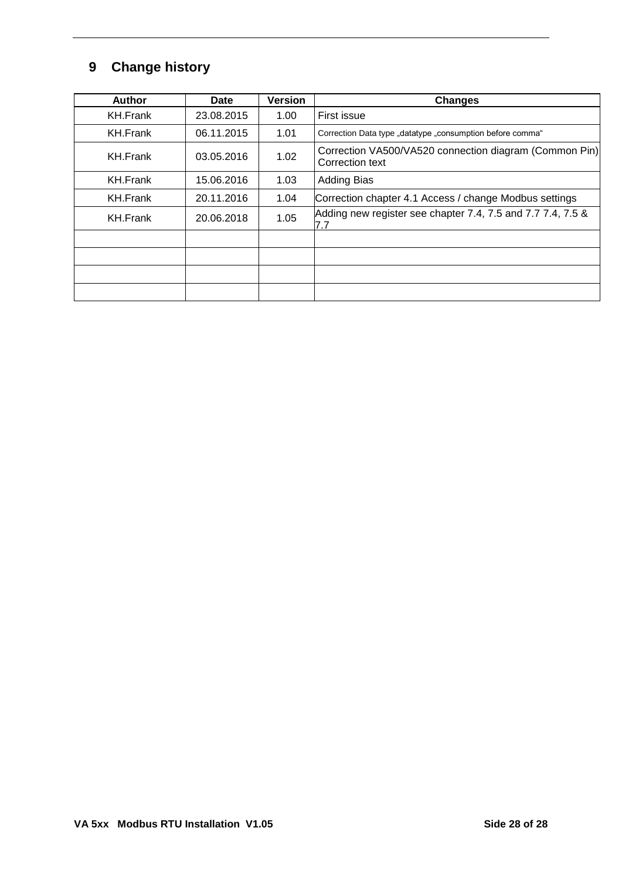## 9 Change history

| Author | Date | Version | Changes |
|---|---|---|---|
| KH.Frank | 23.08.2015 | 1.00 | First issue |
| KH.Frank | 06.11.2015 | 1.01 | Correction Data type „datatype „consumption before comma“ |
| KH.Frank | 03.05.2016 | 1.02 | Correction VA500/VA520 connection diagram (Common Pin) Correction text |
| KH.Frank | 15.06.2016 | 1.03 | Adding Bias |
| KH.Frank | 20.11.2016 | 1.04 | Correction chapter 4.1 Access / change Modbus settings |
| KH.Frank | 20.06.2018 | 1.05 | Adding new register see chapter 7.4, 7.5 and 7.7 7.4, 7.5 & 7.7 |
| | | | |
| | | | |
| | | | |
| | | | |